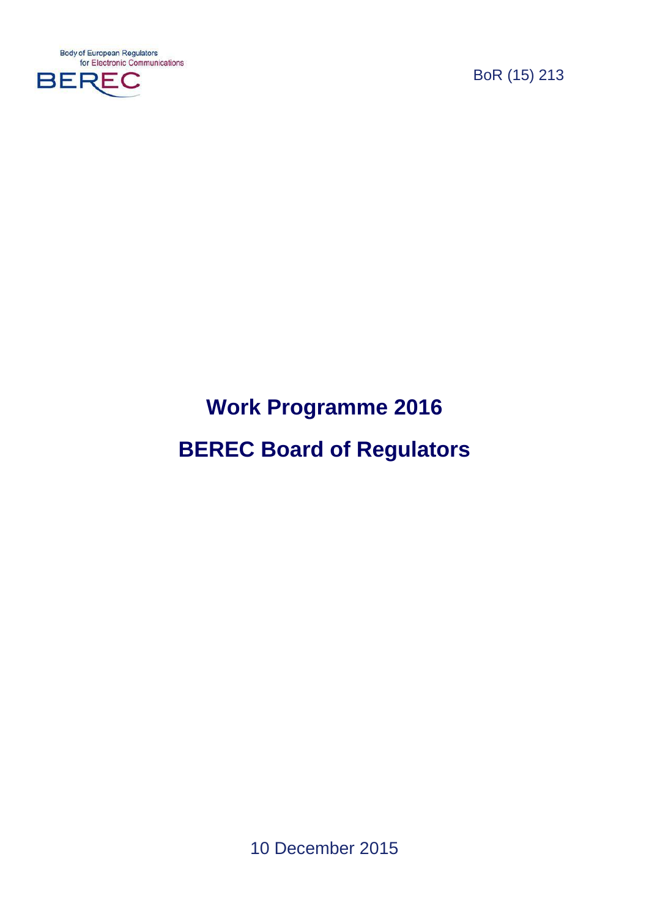Body of European Regulators for Electronic Communications

BEREC

BoR (15) 213

# Work Programme 2016

# BEREC Board of Regulators

10 December 2015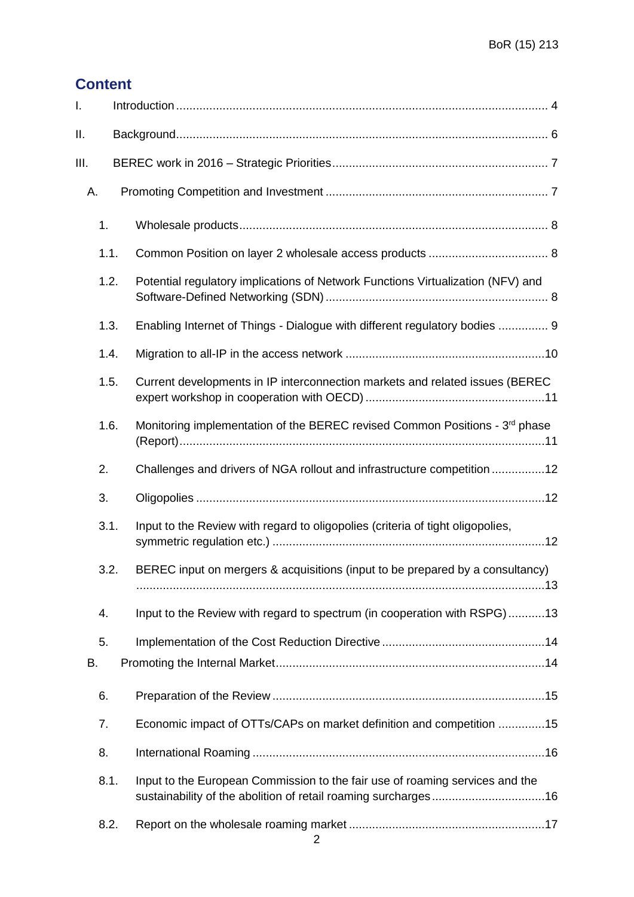## Content

I. Introduction ..... 4

II. Background ..... 6

III. BEREC work in 2016 – Strategic Priorities ..... 7

A. Promoting Competition and Investment ..... 7

1. Wholesale products ..... 8

1.1. Common Position on layer 2 wholesale access products ..... 8

1.2. Potential regulatory implications of Network Functions Virtualization (NFV) and Software-Defined Networking (SDN) ..... 8

1.3. Enabling Internet of Things - Dialogue with different regulatory bodies ..... 9

1.4. Migration to all-IP in the access network ..... 10

1.5. Current developments in IP interconnection markets and related issues (BEREC expert workshop in cooperation with OECD) ..... 11

1.6. Monitoring implementation of the BEREC revised Common Positions - 3rd phase (Report) ..... 11

2. Challenges and drivers of NGA rollout and infrastructure competition ..... 12

3. Oligopolies ..... 12

3.1. Input to the Review with regard to oligopolies (criteria of tight oligopolies, symmetric regulation etc.) ..... 12

3.2. BEREC input on mergers & acquisitions (input to be prepared by a consultancy) ..... 13

4. Input to the Review with regard to spectrum (in cooperation with RSPG) ..... 13

5. Implementation of the Cost Reduction Directive ..... 14

B. Promoting the Internal Market ..... 14

6. Preparation of the Review ..... 15

7. Economic impact of OTTs/CAPs on market definition and competition ..... 15

8. International Roaming ..... 16

8.1. Input to the European Commission to the fair use of roaming services and the sustainability of the abolition of retail roaming surcharges ..... 16

8.2. Report on the wholesale roaming market ..... 17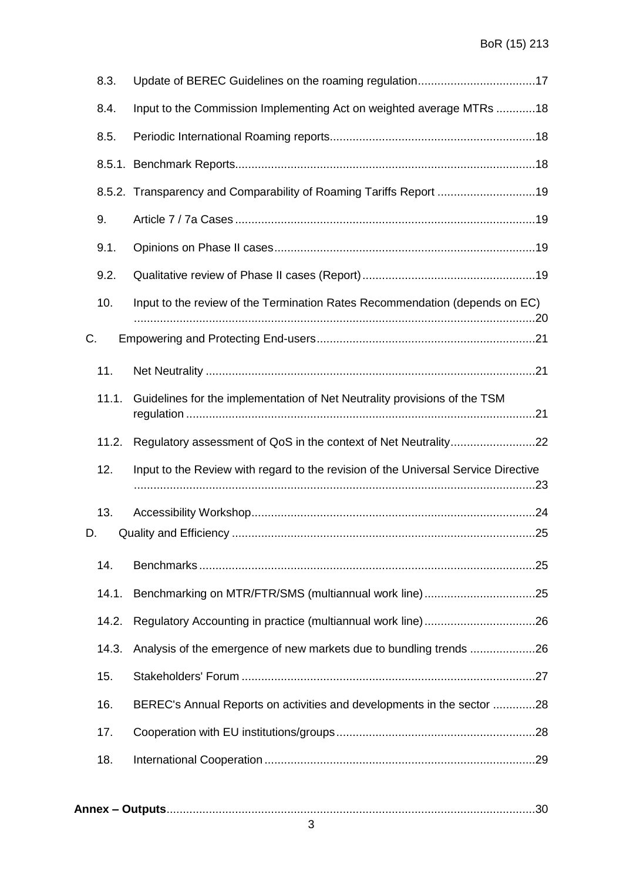8.3. Update of BEREC Guidelines on the roaming regulation....................................17

8.4. Input to the Commission Implementing Act on weighted average MTRs ............18

8.5. Periodic International Roaming reports...............................................................18

8.5.1. Benchmark Reports...........................................................................................18

8.5.2. Transparency and Comparability of Roaming Tariffs Report ..............................19

9. Article 7 / 7a Cases ...........................................................................................19

9.1. Opinions on Phase II cases...............................................................................19

9.2. Qualitative review of Phase II cases (Report).....................................................19

10. Input to the review of the Termination Rates Recommendation (depends on EC) ..........................................................................................................................20

C. Empowering and Protecting End-users..................................................................21

11. Net Neutrality ....................................................................................................21

11.1. Guidelines for the implementation of Net Neutrality provisions of the TSM regulation ..........................................................................................................21

11.2. Regulatory assessment of QoS in the context of Net Neutrality..........................22

12. Input to the Review with regard to the revision of the Universal Service Directive ..........................................................................................................................23

13. Accessibility Workshop......................................................................................24

D. Quality and Efficiency ............................................................................................25

14. Benchmarks......................................................................................................25

14.1. Benchmarking on MTR/FTR/SMS (multiannual work line)..................................25

14.2. Regulatory Accounting in practice (multiannual work line)..................................26

14.3. Analysis of the emergence of new markets due to bundling trends ....................26

15. Stakeholders' Forum .........................................................................................27

16. BEREC's Annual Reports on activities and developments in the sector .............28

17. Cooperation with EU institutions/groups.............................................................28

18. International Cooperation ..................................................................................29

**Annex – Outputs**................................................................................................................30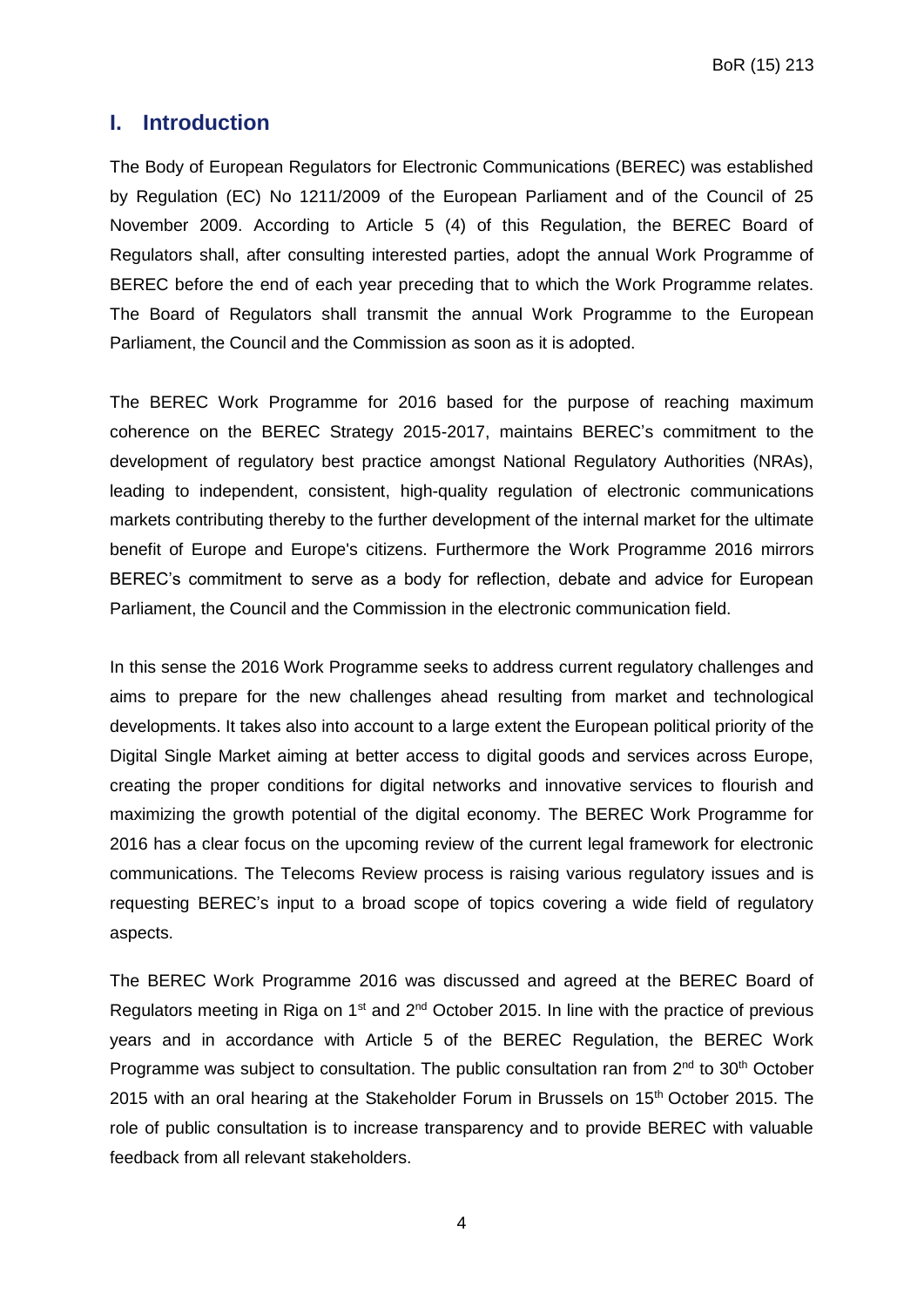# I. Introduction

The Body of European Regulators for Electronic Communications (BEREC) was established by Regulation (EC) No 1211/2009 of the European Parliament and of the Council of 25 November 2009. According to Article 5 (4) of this Regulation, the BEREC Board of Regulators shall, after consulting interested parties, adopt the annual Work Programme of BEREC before the end of each year preceding that to which the Work Programme relates. The Board of Regulators shall transmit the annual Work Programme to the European Parliament, the Council and the Commission as soon as it is adopted.

The BEREC Work Programme for 2016 based for the purpose of reaching maximum coherence on the BEREC Strategy 2015-2017, maintains BEREC's commitment to the development of regulatory best practice amongst National Regulatory Authorities (NRAs), leading to independent, consistent, high-quality regulation of electronic communications markets contributing thereby to the further development of the internal market for the ultimate benefit of Europe and Europe's citizens. Furthermore the Work Programme 2016 mirrors BEREC's commitment to serve as a body for reflection, debate and advice for European Parliament, the Council and the Commission in the electronic communication field.

In this sense the 2016 Work Programme seeks to address current regulatory challenges and aims to prepare for the new challenges ahead resulting from market and technological developments. It takes also into account to a large extent the European political priority of the Digital Single Market aiming at better access to digital goods and services across Europe, creating the proper conditions for digital networks and innovative services to flourish and maximizing the growth potential of the digital economy. The BEREC Work Programme for 2016 has a clear focus on the upcoming review of the current legal framework for electronic communications. The Telecoms Review process is raising various regulatory issues and is requesting BEREC's input to a broad scope of topics covering a wide field of regulatory aspects.

The BEREC Work Programme 2016 was discussed and agreed at the BEREC Board of Regulators meeting in Riga on 1st and 2nd October 2015. In line with the practice of previous years and in accordance with Article 5 of the BEREC Regulation, the BEREC Work Programme was subject to consultation. The public consultation ran from 2nd to 30th October 2015 with an oral hearing at the Stakeholder Forum in Brussels on 15th October 2015. The role of public consultation is to increase transparency and to provide BEREC with valuable feedback from all relevant stakeholders.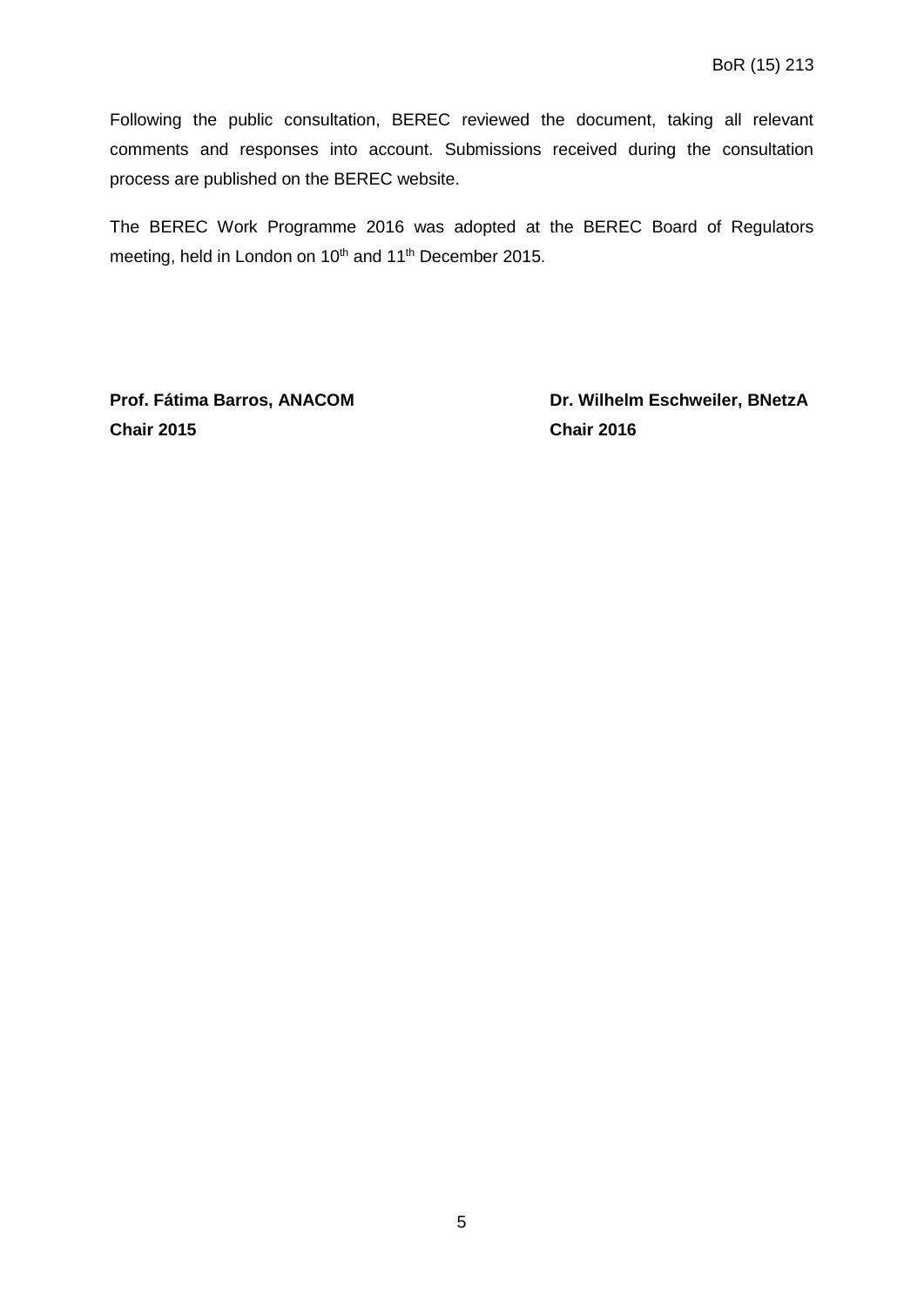Following the public consultation, BEREC reviewed the document, taking all relevant comments and responses into account. Submissions received during the consultation process are published on the BEREC website.

The BEREC Work Programme 2016 was adopted at the BEREC Board of Regulators meeting, held in London on 10th and 11th December 2015.

| **Prof. Fátima Barros, ANACOM** | **Dr. Wilhelm Eschweiler, BNetzA** |
|---|---|
| **Chair 2015** | **Chair 2016** |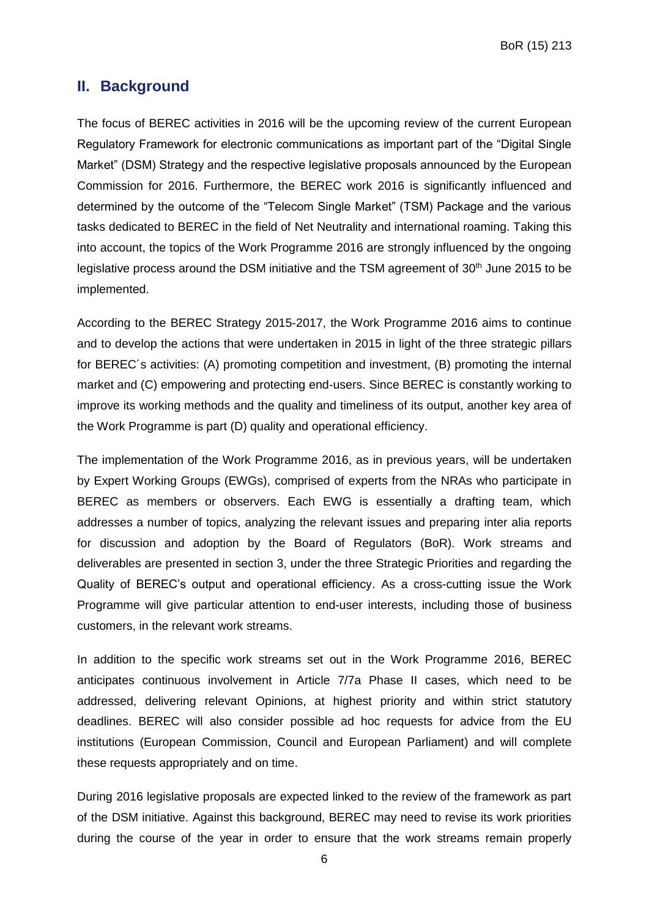## II. Background

The focus of BEREC activities in 2016 will be the upcoming review of the current European Regulatory Framework for electronic communications as important part of the "Digital Single Market" (DSM) Strategy and the respective legislative proposals announced by the European Commission for 2016. Furthermore, the BEREC work 2016 is significantly influenced and determined by the outcome of the "Telecom Single Market" (TSM) Package and the various tasks dedicated to BEREC in the field of Net Neutrality and international roaming. Taking this into account, the topics of the Work Programme 2016 are strongly influenced by the ongoing legislative process around the DSM initiative and the TSM agreement of 30th June 2015 to be implemented.

According to the BEREC Strategy 2015-2017, the Work Programme 2016 aims to continue and to develop the actions that were undertaken in 2015 in light of the three strategic pillars for BEREC´s activities: (A) promoting competition and investment, (B) promoting the internal market and (C) empowering and protecting end-users. Since BEREC is constantly working to improve its working methods and the quality and timeliness of its output, another key area of the Work Programme is part (D) quality and operational efficiency.

The implementation of the Work Programme 2016, as in previous years, will be undertaken by Expert Working Groups (EWGs), comprised of experts from the NRAs who participate in BEREC as members or observers. Each EWG is essentially a drafting team, which addresses a number of topics, analyzing the relevant issues and preparing inter alia reports for discussion and adoption by the Board of Regulators (BoR). Work streams and deliverables are presented in section 3, under the three Strategic Priorities and regarding the Quality of BEREC's output and operational efficiency. As a cross-cutting issue the Work Programme will give particular attention to end-user interests, including those of business customers, in the relevant work streams.

In addition to the specific work streams set out in the Work Programme 2016, BEREC anticipates continuous involvement in Article 7/7a Phase II cases, which need to be addressed, delivering relevant Opinions, at highest priority and within strict statutory deadlines. BEREC will also consider possible ad hoc requests for advice from the EU institutions (European Commission, Council and European Parliament) and will complete these requests appropriately and on time.

During 2016 legislative proposals are expected linked to the review of the framework as part of the DSM initiative. Against this background, BEREC may need to revise its work priorities during the course of the year in order to ensure that the work streams remain properly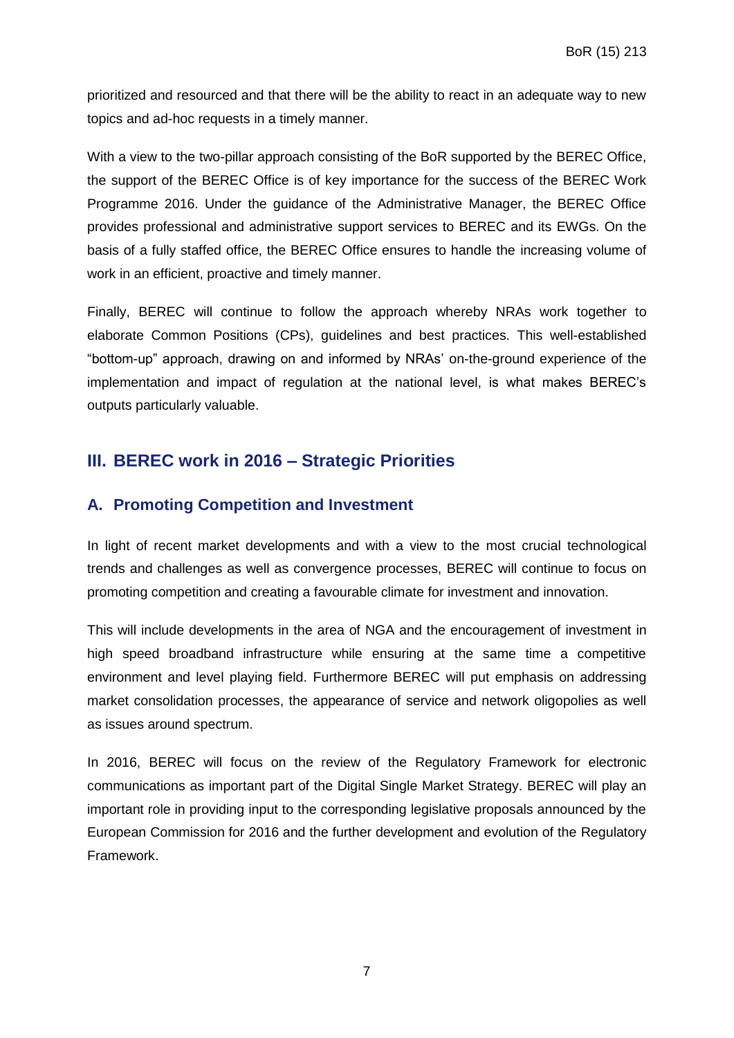prioritized and resourced and that there will be the ability to react in an adequate way to new topics and ad-hoc requests in a timely manner.

With a view to the two-pillar approach consisting of the BoR supported by the BEREC Office, the support of the BEREC Office is of key importance for the success of the BEREC Work Programme 2016. Under the guidance of the Administrative Manager, the BEREC Office provides professional and administrative support services to BEREC and its EWGs. On the basis of a fully staffed office, the BEREC Office ensures to handle the increasing volume of work in an efficient, proactive and timely manner.

Finally, BEREC will continue to follow the approach whereby NRAs work together to elaborate Common Positions (CPs), guidelines and best practices. This well-established "bottom-up" approach, drawing on and informed by NRAs' on-the-ground experience of the implementation and impact of regulation at the national level, is what makes BEREC's outputs particularly valuable.

## III. BEREC work in 2016 – Strategic Priorities

### A. Promoting Competition and Investment

In light of recent market developments and with a view to the most crucial technological trends and challenges as well as convergence processes, BEREC will continue to focus on promoting competition and creating a favourable climate for investment and innovation.

This will include developments in the area of NGA and the encouragement of investment in high speed broadband infrastructure while ensuring at the same time a competitive environment and level playing field. Furthermore BEREC will put emphasis on addressing market consolidation processes, the appearance of service and network oligopolies as well as issues around spectrum.

In 2016, BEREC will focus on the review of the Regulatory Framework for electronic communications as important part of the Digital Single Market Strategy. BEREC will play an important role in providing input to the corresponding legislative proposals announced by the European Commission for 2016 and the further development and evolution of the Regulatory Framework.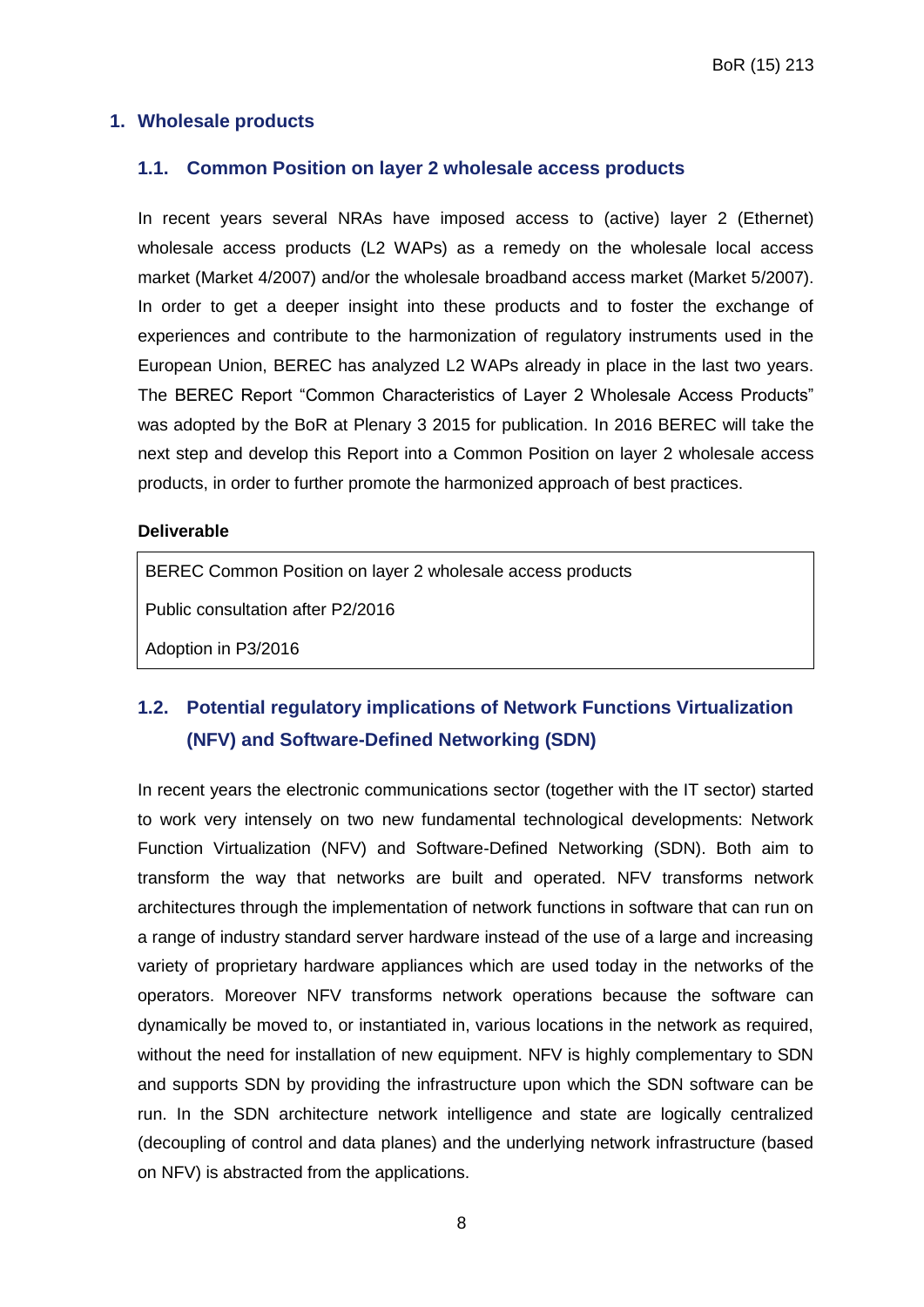# 1. Wholesale products

## 1.1. Common Position on layer 2 wholesale access products

In recent years several NRAs have imposed access to (active) layer 2 (Ethernet) wholesale access products (L2 WAPs) as a remedy on the wholesale local access market (Market 4/2007) and/or the wholesale broadband access market (Market 5/2007). In order to get a deeper insight into these products and to foster the exchange of experiences and contribute to the harmonization of regulatory instruments used in the European Union, BEREC has analyzed L2 WAPs already in place in the last two years. The BEREC Report "Common Characteristics of Layer 2 Wholesale Access Products" was adopted by the BoR at Plenary 3 2015 for publication. In 2016 BEREC will take the next step and develop this Report into a Common Position on layer 2 wholesale access products, in order to further promote the harmonized approach of best practices.

**Deliverable**

| BEREC Common Position on layer 2 wholesale access products |
|---|
| Public consultation after P2/2016 |
| Adoption in P3/2016 |

## 1.2. Potential regulatory implications of Network Functions Virtualization (NFV) and Software-Defined Networking (SDN)

In recent years the electronic communications sector (together with the IT sector) started to work very intensely on two new fundamental technological developments: Network Function Virtualization (NFV) and Software-Defined Networking (SDN). Both aim to transform the way that networks are built and operated. NFV transforms network architectures through the implementation of network functions in software that can run on a range of industry standard server hardware instead of the use of a large and increasing variety of proprietary hardware appliances which are used today in the networks of the operators. Moreover NFV transforms network operations because the software can dynamically be moved to, or instantiated in, various locations in the network as required, without the need for installation of new equipment. NFV is highly complementary to SDN and supports SDN by providing the infrastructure upon which the SDN software can be run. In the SDN architecture network intelligence and state are logically centralized (decoupling of control and data planes) and the underlying network infrastructure (based on NFV) is abstracted from the applications.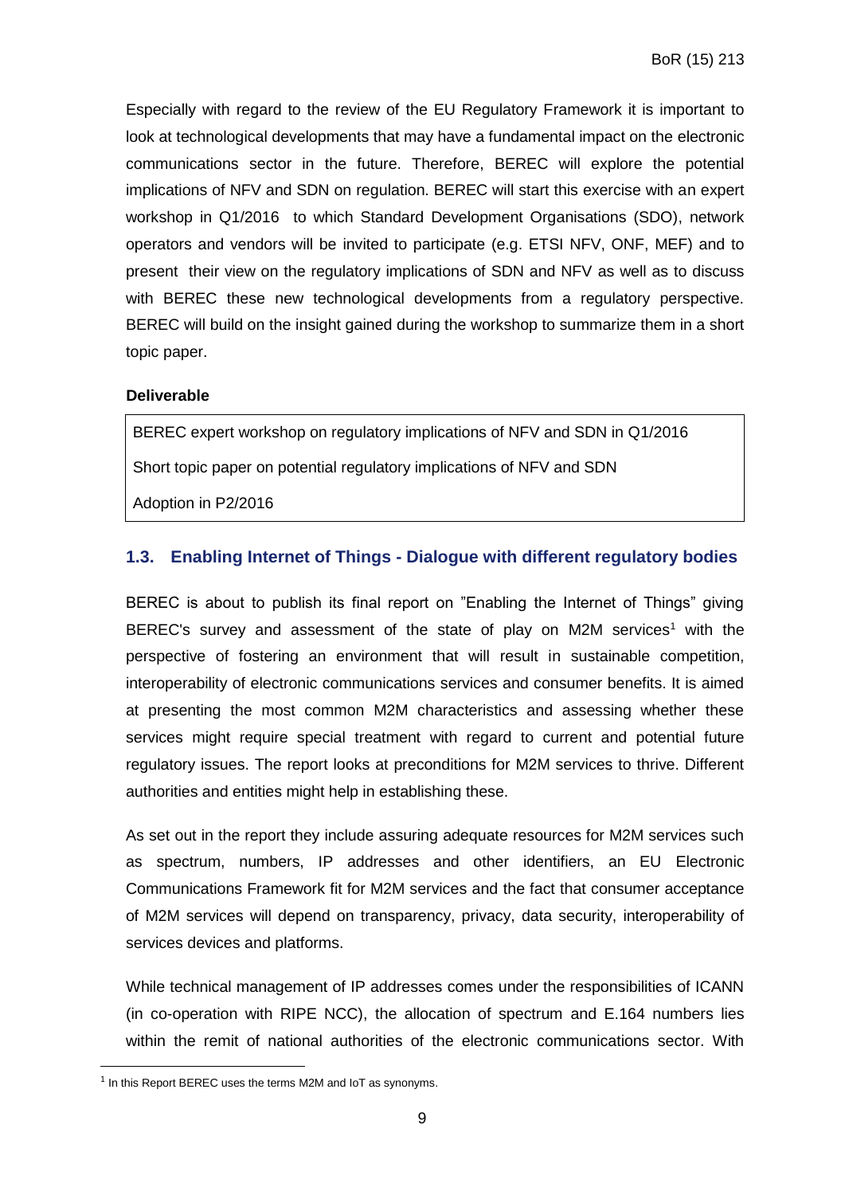Especially with regard to the review of the EU Regulatory Framework it is important to look at technological developments that may have a fundamental impact on the electronic communications sector in the future. Therefore, BEREC will explore the potential implications of NFV and SDN on regulation. BEREC will start this exercise with an expert workshop in Q1/2016 to which Standard Development Organisations (SDO), network operators and vendors will be invited to participate (e.g. ETSI NFV, ONF, MEF) and to present their view on the regulatory implications of SDN and NFV as well as to discuss with BEREC these new technological developments from a regulatory perspective. BEREC will build on the insight gained during the workshop to summarize them in a short topic paper.

**Deliverable**

| BEREC expert workshop on regulatory implications of NFV and SDN in Q1/2016 |
| --- |
| Short topic paper on potential regulatory implications of NFV and SDN |
| Adoption in P2/2016 |

## 1.3. Enabling Internet of Things - Dialogue with different regulatory bodies

BEREC is about to publish its final report on "Enabling the Internet of Things" giving BEREC's survey and assessment of the state of play on M2M services[1] with the perspective of fostering an environment that will result in sustainable competition, interoperability of electronic communications services and consumer benefits. It is aimed at presenting the most common M2M characteristics and assessing whether these services might require special treatment with regard to current and potential future regulatory issues. The report looks at preconditions for M2M services to thrive. Different authorities and entities might help in establishing these.

As set out in the report they include assuring adequate resources for M2M services such as spectrum, numbers, IP addresses and other identifiers, an EU Electronic Communications Framework fit for M2M services and the fact that consumer acceptance of M2M services will depend on transparency, privacy, data security, interoperability of services devices and platforms.

While technical management of IP addresses comes under the responsibilities of ICANN (in co-operation with RIPE NCC), the allocation of spectrum and E.164 numbers lies within the remit of national authorities of the electronic communications sector. With

[1] In this Report BEREC uses the terms M2M and IoT as synonyms.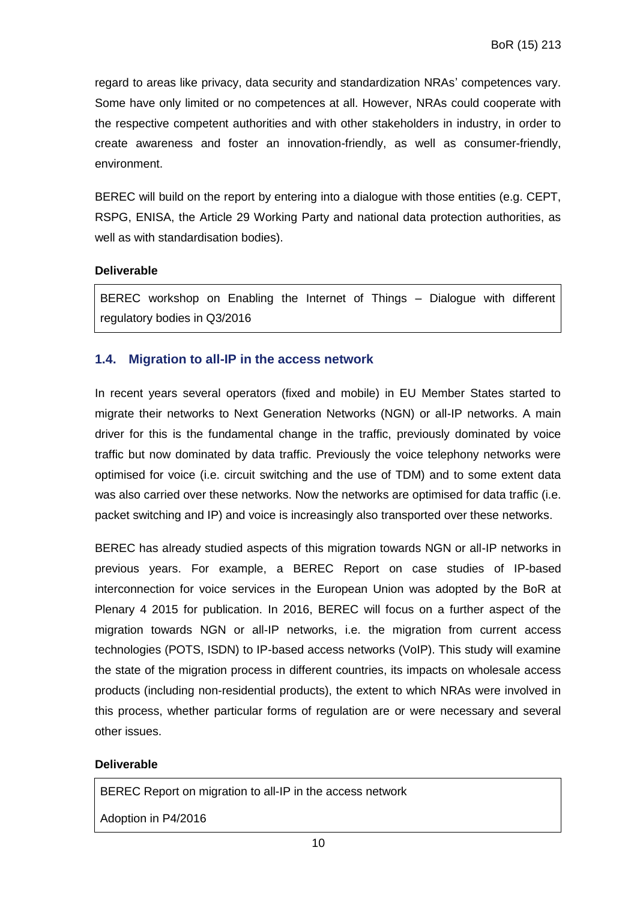regard to areas like privacy, data security and standardization NRAs' competences vary. Some have only limited or no competences at all. However, NRAs could cooperate with the respective competent authorities and with other stakeholders in industry, in order to create awareness and foster an innovation-friendly, as well as consumer-friendly, environment.

BEREC will build on the report by entering into a dialogue with those entities (e.g. CEPT, RSPG, ENISA, the Article 29 Working Party and national data protection authorities, as well as with standardisation bodies).

**Deliverable**

| BEREC workshop on Enabling the Internet of Things – Dialogue with different regulatory bodies in Q3/2016 |
|---|

### 1.4. Migration to all-IP in the access network

In recent years several operators (fixed and mobile) in EU Member States started to migrate their networks to Next Generation Networks (NGN) or all-IP networks. A main driver for this is the fundamental change in the traffic, previously dominated by voice traffic but now dominated by data traffic. Previously the voice telephony networks were optimised for voice (i.e. circuit switching and the use of TDM) and to some extent data was also carried over these networks. Now the networks are optimised for data traffic (i.e. packet switching and IP) and voice is increasingly also transported over these networks.

BEREC has already studied aspects of this migration towards NGN or all-IP networks in previous years. For example, a BEREC Report on case studies of IP-based interconnection for voice services in the European Union was adopted by the BoR at Plenary 4 2015 for publication. In 2016, BEREC will focus on a further aspect of the migration towards NGN or all-IP networks, i.e. the migration from current access technologies (POTS, ISDN) to IP-based access networks (VoIP). This study will examine the state of the migration process in different countries, its impacts on wholesale access products (including non-residential products), the extent to which NRAs were involved in this process, whether particular forms of regulation are or were necessary and several other issues.

**Deliverable**

| BEREC Report on migration to all-IP in the access network<br>Adoption in P4/2016 |
|---|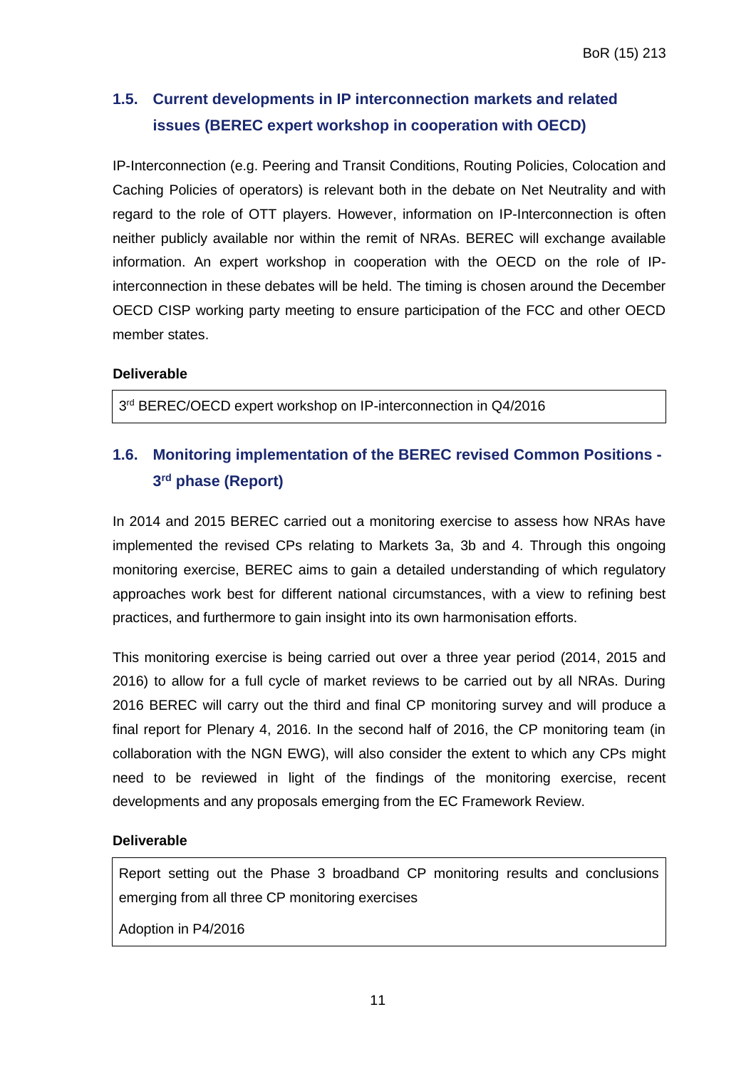## 1.5. Current developments in IP interconnection markets and related issues (BEREC expert workshop in cooperation with OECD)

IP-Interconnection (e.g. Peering and Transit Conditions, Routing Policies, Colocation and Caching Policies of operators) is relevant both in the debate on Net Neutrality and with regard to the role of OTT players. However, information on IP-Interconnection is often neither publicly available nor within the remit of NRAs. BEREC will exchange available information. An expert workshop in cooperation with the OECD on the role of IP-interconnection in these debates will be held. The timing is chosen around the December OECD CISP working party meeting to ensure participation of the FCC and other OECD member states.

**Deliverable**

| 3rd BEREC/OECD expert workshop on IP-interconnection in Q4/2016 |
|---|

## 1.6. Monitoring implementation of the BEREC revised Common Positions - 3rd phase (Report)

In 2014 and 2015 BEREC carried out a monitoring exercise to assess how NRAs have implemented the revised CPs relating to Markets 3a, 3b and 4. Through this ongoing monitoring exercise, BEREC aims to gain a detailed understanding of which regulatory approaches work best for different national circumstances, with a view to refining best practices, and furthermore to gain insight into its own harmonisation efforts.

This monitoring exercise is being carried out over a three year period (2014, 2015 and 2016) to allow for a full cycle of market reviews to be carried out by all NRAs. During 2016 BEREC will carry out the third and final CP monitoring survey and will produce a final report for Plenary 4, 2016. In the second half of 2016, the CP monitoring team (in collaboration with the NGN EWG), will also consider the extent to which any CPs might need to be reviewed in light of the findings of the monitoring exercise, recent developments and any proposals emerging from the EC Framework Review.

**Deliverable**

| Report setting out the Phase 3 broadband CP monitoring results and conclusions emerging from all three CP monitoring exercises<br><br>Adoption in P4/2016 |
|---|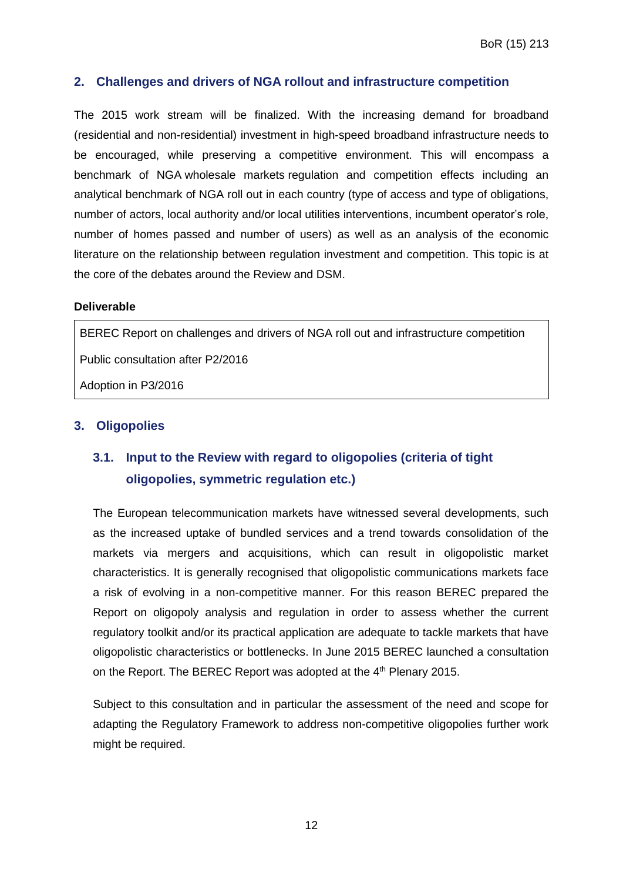## 2. Challenges and drivers of NGA rollout and infrastructure competition

The 2015 work stream will be finalized. With the increasing demand for broadband (residential and non-residential) investment in high-speed broadband infrastructure needs to be encouraged, while preserving a competitive environment. This will encompass a benchmark of NGA wholesale markets regulation and competition effects including an analytical benchmark of NGA roll out in each country (type of access and type of obligations, number of actors, local authority and/or local utilities interventions, incumbent operator's role, number of homes passed and number of users) as well as an analysis of the economic literature on the relationship between regulation investment and competition. This topic is at the core of the debates around the Review and DSM.

**Deliverable**

| BEREC Report on challenges and drivers of NGA roll out and infrastructure competition |
|---|
| Public consultation after P2/2016 |
| Adoption in P3/2016 |

## 3. Oligopolies

### 3.1. Input to the Review with regard to oligopolies (criteria of tight oligopolies, symmetric regulation etc.)

The European telecommunication markets have witnessed several developments, such as the increased uptake of bundled services and a trend towards consolidation of the markets via mergers and acquisitions, which can result in oligopolistic market characteristics. It is generally recognised that oligopolistic communications markets face a risk of evolving in a non-competitive manner. For this reason BEREC prepared the Report on oligopoly analysis and regulation in order to assess whether the current regulatory toolkit and/or its practical application are adequate to tackle markets that have oligopolistic characteristics or bottlenecks. In June 2015 BEREC launched a consultation on the Report. The BEREC Report was adopted at the 4th Plenary 2015.

Subject to this consultation and in particular the assessment of the need and scope for adapting the Regulatory Framework to address non-competitive oligopolies further work might be required.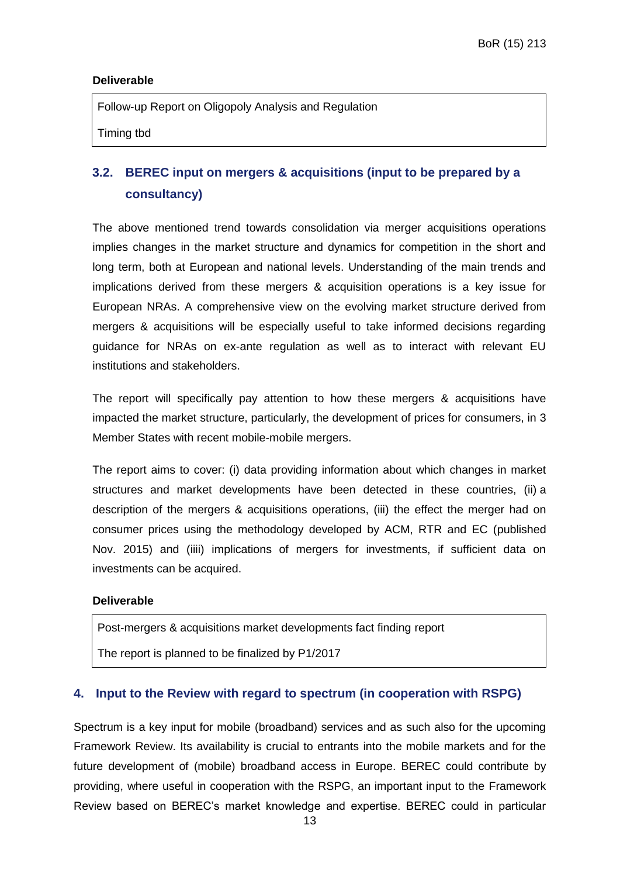**Deliverable**

| Follow-up Report on Oligopoly Analysis and Regulation<br>Timing tbd |
| --- |

### 3.2. BEREC input on mergers & acquisitions (input to be prepared by a consultancy)

The above mentioned trend towards consolidation via merger acquisitions operations implies changes in the market structure and dynamics for competition in the short and long term, both at European and national levels. Understanding of the main trends and implications derived from these mergers & acquisition operations is a key issue for European NRAs. A comprehensive view on the evolving market structure derived from mergers & acquisitions will be especially useful to take informed decisions regarding guidance for NRAs on ex-ante regulation as well as to interact with relevant EU institutions and stakeholders.

The report will specifically pay attention to how these mergers & acquisitions have impacted the market structure, particularly, the development of prices for consumers, in 3 Member States with recent mobile-mobile mergers.

The report aims to cover: (i) data providing information about which changes in market structures and market developments have been detected in these countries, (ii) a description of the mergers & acquisitions operations, (iii) the effect the merger had on consumer prices using the methodology developed by ACM, RTR and EC (published Nov. 2015) and (iiii) implications of mergers for investments, if sufficient data on investments can be acquired.

**Deliverable**

| Post-mergers & acquisitions market developments fact finding report<br>The report is planned to be finalized by P1/2017 |
| --- |

## 4. Input to the Review with regard to spectrum (in cooperation with RSPG)

Spectrum is a key input for mobile (broadband) services and as such also for the upcoming Framework Review. Its availability is crucial to entrants into the mobile markets and for the future development of (mobile) broadband access in Europe. BEREC could contribute by providing, where useful in cooperation with the RSPG, an important input to the Framework Review based on BEREC's market knowledge and expertise. BEREC could in particular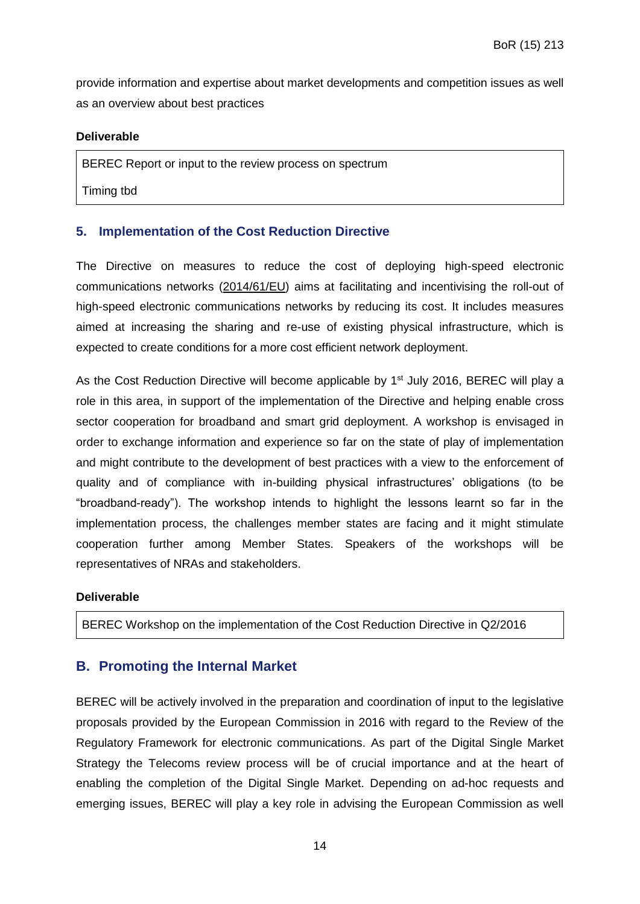provide information and expertise about market developments and competition issues as well as an overview about best practices

**Deliverable**

| BEREC Report or input to the review process on spectrum<br>Timing tbd |
|---|

## 5. Implementation of the Cost Reduction Directive

The Directive on measures to reduce the cost of deploying high-speed electronic communications networks (2014/61/EU) aims at facilitating and incentivising the roll-out of high-speed electronic communications networks by reducing its cost. It includes measures aimed at increasing the sharing and re-use of existing physical infrastructure, which is expected to create conditions for a more cost efficient network deployment.

As the Cost Reduction Directive will become applicable by 1st July 2016, BEREC will play a role in this area, in support of the implementation of the Directive and helping enable cross sector cooperation for broadband and smart grid deployment. A workshop is envisaged in order to exchange information and experience so far on the state of play of implementation and might contribute to the development of best practices with a view to the enforcement of quality and of compliance with in-building physical infrastructures' obligations (to be "broadband-ready"). The workshop intends to highlight the lessons learnt so far in the implementation process, the challenges member states are facing and it might stimulate cooperation further among Member States. Speakers of the workshops will be representatives of NRAs and stakeholders.

**Deliverable**

| BEREC Workshop on the implementation of the Cost Reduction Directive in Q2/2016 |
|---|

# B. Promoting the Internal Market

BEREC will be actively involved in the preparation and coordination of input to the legislative proposals provided by the European Commission in 2016 with regard to the Review of the Regulatory Framework for electronic communications. As part of the Digital Single Market Strategy the Telecoms review process will be of crucial importance and at the heart of enabling the completion of the Digital Single Market. Depending on ad-hoc requests and emerging issues, BEREC will play a key role in advising the European Commission as well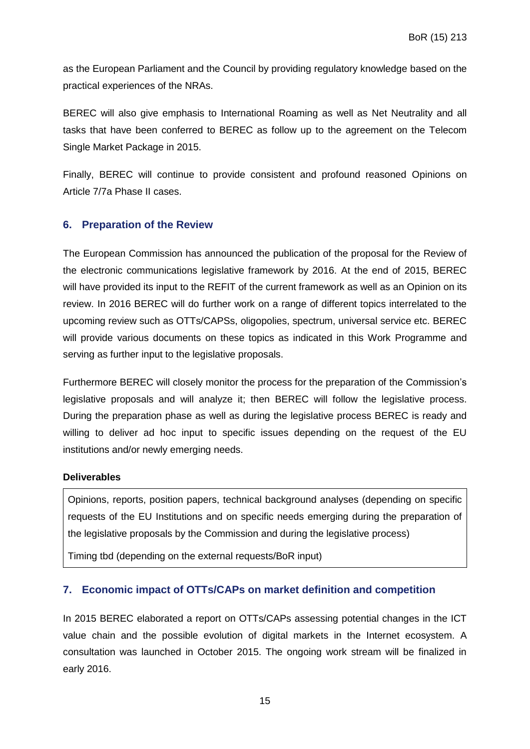as the European Parliament and the Council by providing regulatory knowledge based on the practical experiences of the NRAs.

BEREC will also give emphasis to International Roaming as well as Net Neutrality and all tasks that have been conferred to BEREC as follow up to the agreement on the Telecom Single Market Package in 2015.

Finally, BEREC will continue to provide consistent and profound reasoned Opinions on Article 7/7a Phase II cases.

## 6. Preparation of the Review

The European Commission has announced the publication of the proposal for the Review of the electronic communications legislative framework by 2016. At the end of 2015, BEREC will have provided its input to the REFIT of the current framework as well as an Opinion on its review. In 2016 BEREC will do further work on a range of different topics interrelated to the upcoming review such as OTTs/CAPSs, oligopolies, spectrum, universal service etc. BEREC will provide various documents on these topics as indicated in this Work Programme and serving as further input to the legislative proposals.

Furthermore BEREC will closely monitor the process for the preparation of the Commission's legislative proposals and will analyze it; then BEREC will follow the legislative process. During the preparation phase as well as during the legislative process BEREC is ready and willing to deliver ad hoc input to specific issues depending on the request of the EU institutions and/or newly emerging needs.

**Deliverables**

| Opinions, reports, position papers, technical background analyses (depending on specific requests of the EU Institutions and on specific needs emerging during the preparation of the legislative proposals by the Commission and during the legislative process) |
|---|
| Timing tbd (depending on the external requests/BoR input) |

## 7. Economic impact of OTTs/CAPs on market definition and competition

In 2015 BEREC elaborated a report on OTTs/CAPs assessing potential changes in the ICT value chain and the possible evolution of digital markets in the Internet ecosystem. A consultation was launched in October 2015. The ongoing work stream will be finalized in early 2016.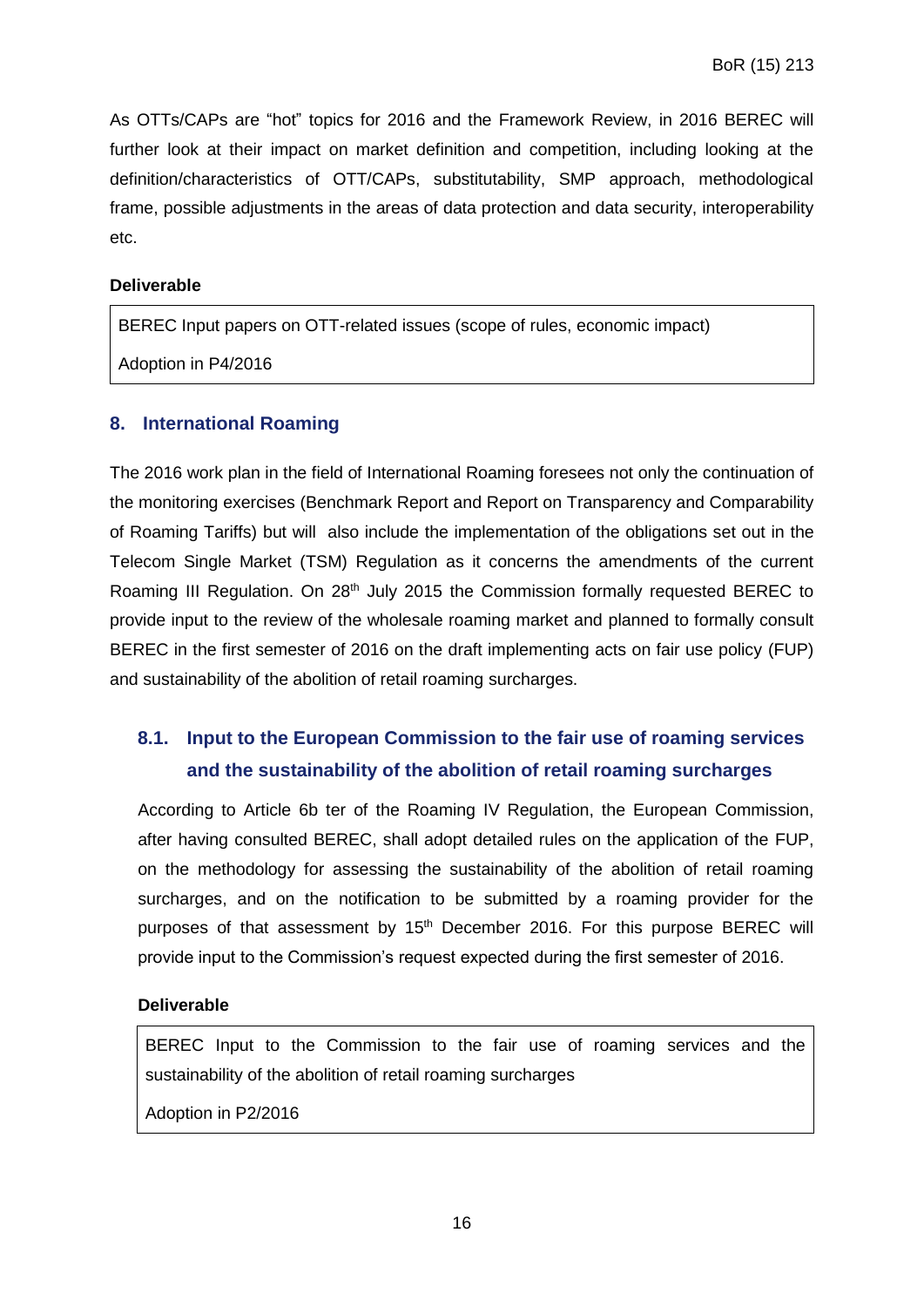As OTTs/CAPs are “hot” topics for 2016 and the Framework Review, in 2016 BEREC will further look at their impact on market definition and competition, including looking at the definition/characteristics of OTT/CAPs, substitutability, SMP approach, methodological frame, possible adjustments in the areas of data protection and data security, interoperability etc.

**Deliverable**

| BEREC Input papers on OTT-related issues (scope of rules, economic impact)<br><br>Adoption in P4/2016 |
|---|

## 8. International Roaming

The 2016 work plan in the field of International Roaming foresees not only the continuation of the monitoring exercises (Benchmark Report and Report on Transparency and Comparability of Roaming Tariffs) but will also include the implementation of the obligations set out in the Telecom Single Market (TSM) Regulation as it concerns the amendments of the current Roaming III Regulation. On 28th July 2015 the Commission formally requested BEREC to provide input to the review of the wholesale roaming market and planned to formally consult BEREC in the first semester of 2016 on the draft implementing acts on fair use policy (FUP) and sustainability of the abolition of retail roaming surcharges.

### 8.1. Input to the European Commission to the fair use of roaming services and the sustainability of the abolition of retail roaming surcharges

According to Article 6b ter of the Roaming IV Regulation, the European Commission, after having consulted BEREC, shall adopt detailed rules on the application of the FUP, on the methodology for assessing the sustainability of the abolition of retail roaming surcharges, and on the notification to be submitted by a roaming provider for the purposes of that assessment by 15th December 2016. For this purpose BEREC will provide input to the Commission’s request expected during the first semester of 2016.

**Deliverable**

| BEREC Input to the Commission to the fair use of roaming services and the sustainability of the abolition of retail roaming surcharges<br><br>Adoption in P2/2016 |
|---|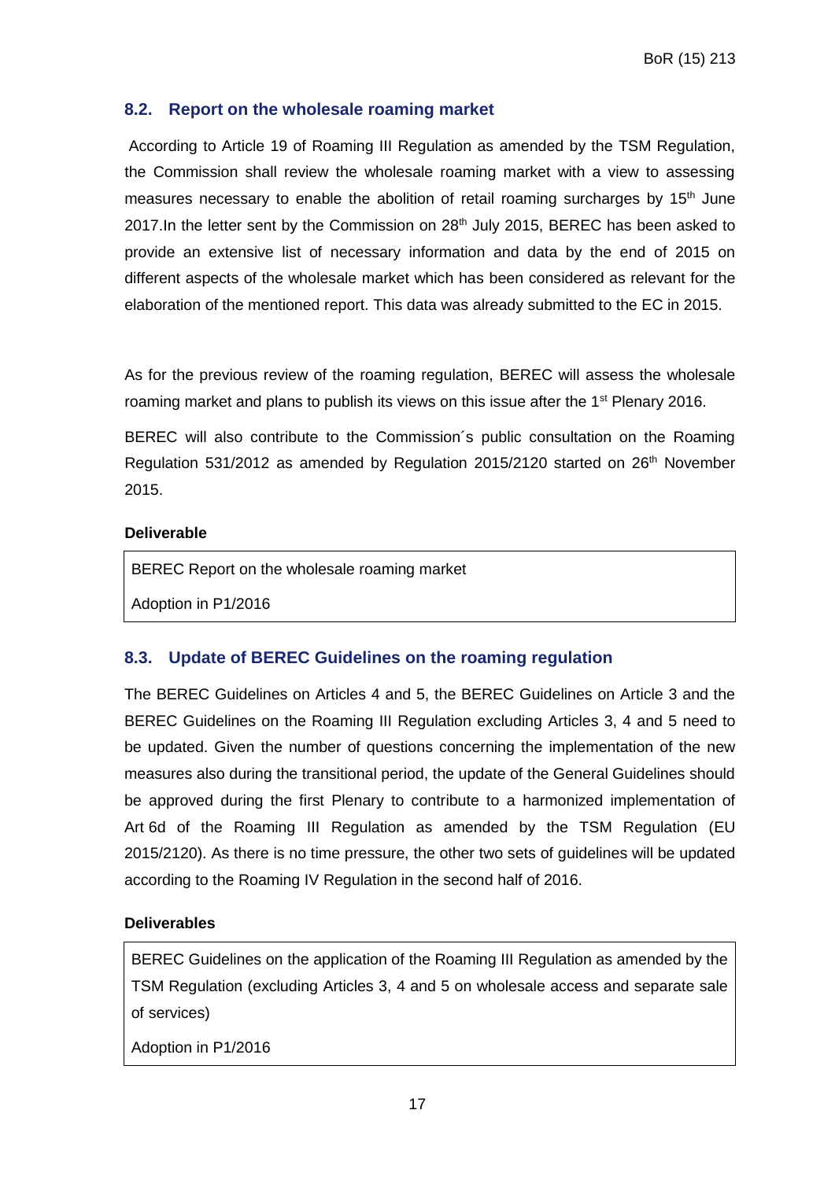## 8.2. Report on the wholesale roaming market

According to Article 19 of Roaming III Regulation as amended by the TSM Regulation, the Commission shall review the wholesale roaming market with a view to assessing measures necessary to enable the abolition of retail roaming surcharges by 15th June 2017.In the letter sent by the Commission on 28th July 2015, BEREC has been asked to provide an extensive list of necessary information and data by the end of 2015 on different aspects of the wholesale market which has been considered as relevant for the elaboration of the mentioned report. This data was already submitted to the EC in 2015.

As for the previous review of the roaming regulation, BEREC will assess the wholesale roaming market and plans to publish its views on this issue after the 1st Plenary 2016.

BEREC will also contribute to the Commission´s public consultation on the Roaming Regulation 531/2012 as amended by Regulation 2015/2120 started on 26th November 2015.

**Deliverable**

| BEREC Report on the wholesale roaming market<br>Adoption in P1/2016 |
|---|

## 8.3. Update of BEREC Guidelines on the roaming regulation

The BEREC Guidelines on Articles 4 and 5, the BEREC Guidelines on Article 3 and the BEREC Guidelines on the Roaming III Regulation excluding Articles 3, 4 and 5 need to be updated. Given the number of questions concerning the implementation of the new measures also during the transitional period, the update of the General Guidelines should be approved during the first Plenary to contribute to a harmonized implementation of Art 6d of the Roaming III Regulation as amended by the TSM Regulation (EU 2015/2120). As there is no time pressure, the other two sets of guidelines will be updated according to the Roaming IV Regulation in the second half of 2016.

**Deliverables**

| BEREC Guidelines on the application of the Roaming III Regulation as amended by the TSM Regulation (excluding Articles 3, 4 and 5 on wholesale access and separate sale of services)<br>Adoption in P1/2016 |
|---|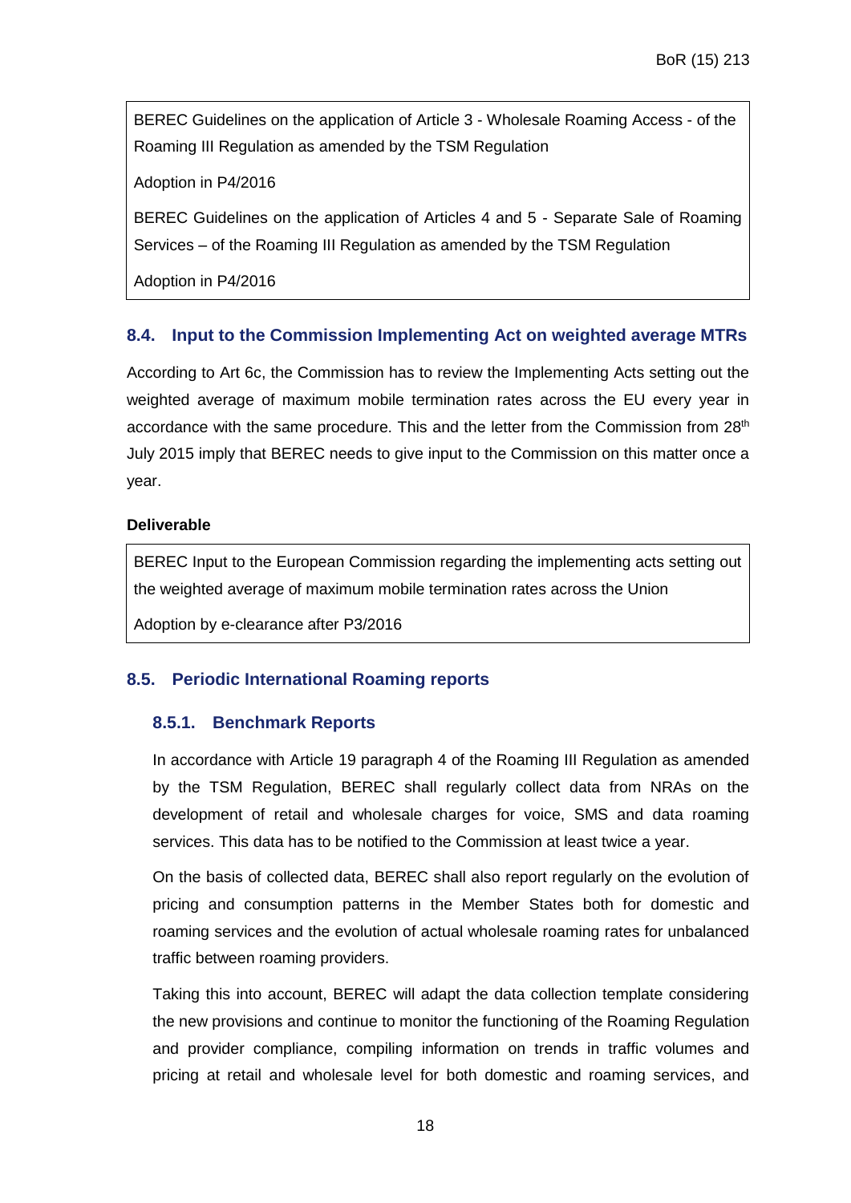BEREC Guidelines on the application of Article 3 - Wholesale Roaming Access - of the Roaming III Regulation as amended by the TSM Regulation

Adoption in P4/2016

BEREC Guidelines on the application of Articles 4 and 5 - Separate Sale of Roaming Services – of the Roaming III Regulation as amended by the TSM Regulation

Adoption in P4/2016

## 8.4. Input to the Commission Implementing Act on weighted average MTRs

According to Art 6c, the Commission has to review the Implementing Acts setting out the weighted average of maximum mobile termination rates across the EU every year in accordance with the same procedure. This and the letter from the Commission from 28th July 2015 imply that BEREC needs to give input to the Commission on this matter once a year.

**Deliverable**

BEREC Input to the European Commission regarding the implementing acts setting out the weighted average of maximum mobile termination rates across the Union

Adoption by e-clearance after P3/2016

## 8.5. Periodic International Roaming reports

### 8.5.1. Benchmark Reports

In accordance with Article 19 paragraph 4 of the Roaming III Regulation as amended by the TSM Regulation, BEREC shall regularly collect data from NRAs on the development of retail and wholesale charges for voice, SMS and data roaming services. This data has to be notified to the Commission at least twice a year.

On the basis of collected data, BEREC shall also report regularly on the evolution of pricing and consumption patterns in the Member States both for domestic and roaming services and the evolution of actual wholesale roaming rates for unbalanced traffic between roaming providers.

Taking this into account, BEREC will adapt the data collection template considering the new provisions and continue to monitor the functioning of the Roaming Regulation and provider compliance, compiling information on trends in traffic volumes and pricing at retail and wholesale level for both domestic and roaming services, and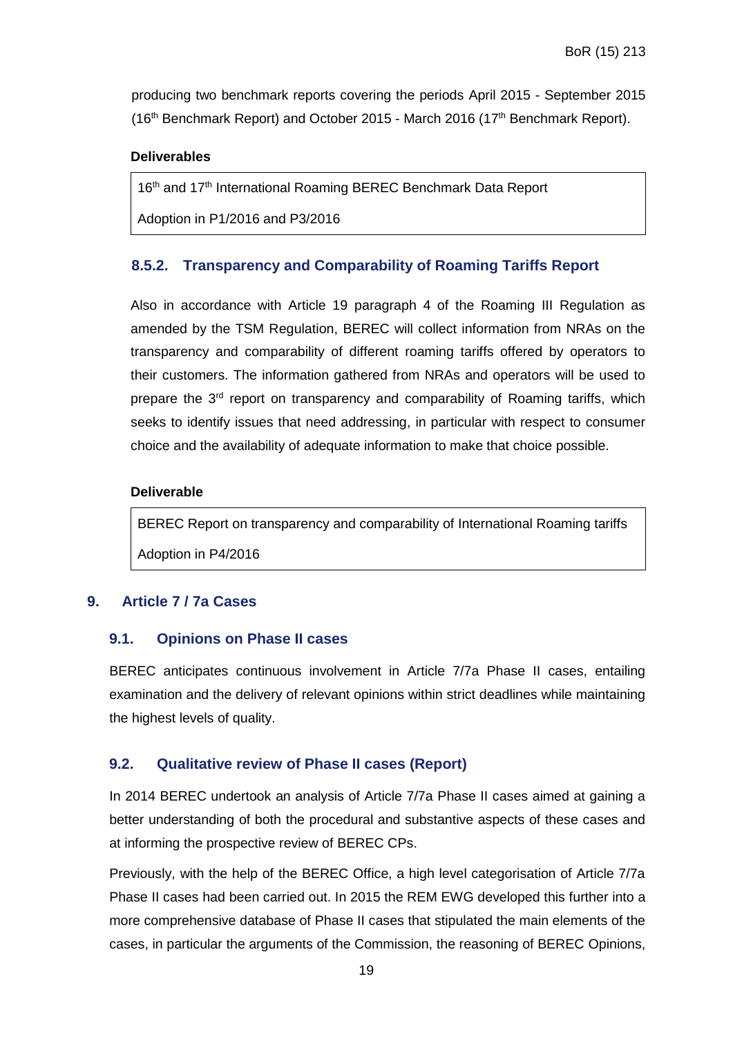producing two benchmark reports covering the periods April 2015 - September 2015 (16th Benchmark Report) and October 2015 - March 2016 (17th Benchmark Report).

**Deliverables**

| 16th and 17th International Roaming BEREC Benchmark Data Report |
|---|
| Adoption in P1/2016 and P3/2016 |

### 8.5.2. Transparency and Comparability of Roaming Tariffs Report

Also in accordance with Article 19 paragraph 4 of the Roaming III Regulation as amended by the TSM Regulation, BEREC will collect information from NRAs on the transparency and comparability of different roaming tariffs offered by operators to their customers. The information gathered from NRAs and operators will be used to prepare the 3rd report on transparency and comparability of Roaming tariffs, which seeks to identify issues that need addressing, in particular with respect to consumer choice and the availability of adequate information to make that choice possible.

**Deliverable**

| BEREC Report on transparency and comparability of International Roaming tariffs |
|---|
| Adoption in P4/2016 |

## 9. Article 7 / 7a Cases

### 9.1. Opinions on Phase II cases

BEREC anticipates continuous involvement in Article 7/7a Phase II cases, entailing examination and the delivery of relevant opinions within strict deadlines while maintaining the highest levels of quality.

### 9.2. Qualitative review of Phase II cases (Report)

In 2014 BEREC undertook an analysis of Article 7/7a Phase II cases aimed at gaining a better understanding of both the procedural and substantive aspects of these cases and at informing the prospective review of BEREC CPs.

Previously, with the help of the BEREC Office, a high level categorisation of Article 7/7a Phase II cases had been carried out. In 2015 the REM EWG developed this further into a more comprehensive database of Phase II cases that stipulated the main elements of the cases, in particular the arguments of the Commission, the reasoning of BEREC Opinions,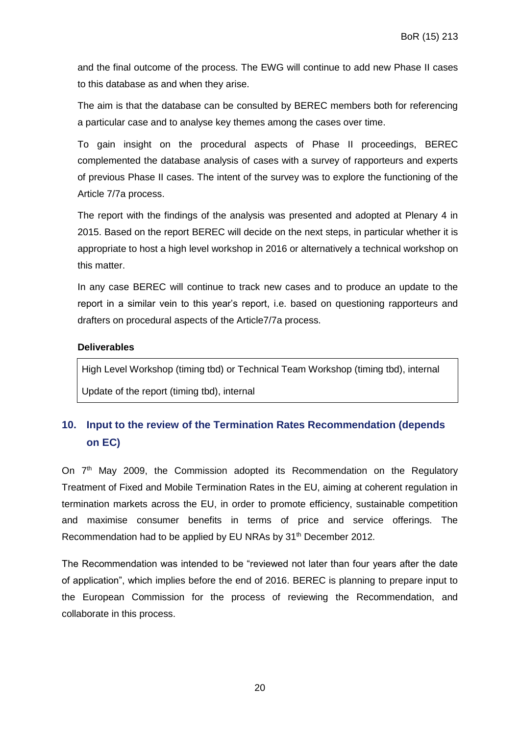and the final outcome of the process. The EWG will continue to add new Phase II cases to this database as and when they arise.

The aim is that the database can be consulted by BEREC members both for referencing a particular case and to analyse key themes among the cases over time.

To gain insight on the procedural aspects of Phase II proceedings, BEREC complemented the database analysis of cases with a survey of rapporteurs and experts of previous Phase II cases. The intent of the survey was to explore the functioning of the Article 7/7a process.

The report with the findings of the analysis was presented and adopted at Plenary 4 in 2015. Based on the report BEREC will decide on the next steps, in particular whether it is appropriate to host a high level workshop in 2016 or alternatively a technical workshop on this matter.

In any case BEREC will continue to track new cases and to produce an update to the report in a similar vein to this year's report, i.e. based on questioning rapporteurs and drafters on procedural aspects of the Article7/7a process.

**Deliverables**

| High Level Workshop (timing tbd) or Technical Team Workshop (timing tbd), internal |
|---|
| Update of the report (timing tbd), internal |

## 10. Input to the review of the Termination Rates Recommendation (depends on EC)

On 7th May 2009, the Commission adopted its Recommendation on the Regulatory Treatment of Fixed and Mobile Termination Rates in the EU, aiming at coherent regulation in termination markets across the EU, in order to promote efficiency, sustainable competition and maximise consumer benefits in terms of price and service offerings. The Recommendation had to be applied by EU NRAs by 31th December 2012.

The Recommendation was intended to be "reviewed not later than four years after the date of application", which implies before the end of 2016. BEREC is planning to prepare input to the European Commission for the process of reviewing the Recommendation, and collaborate in this process.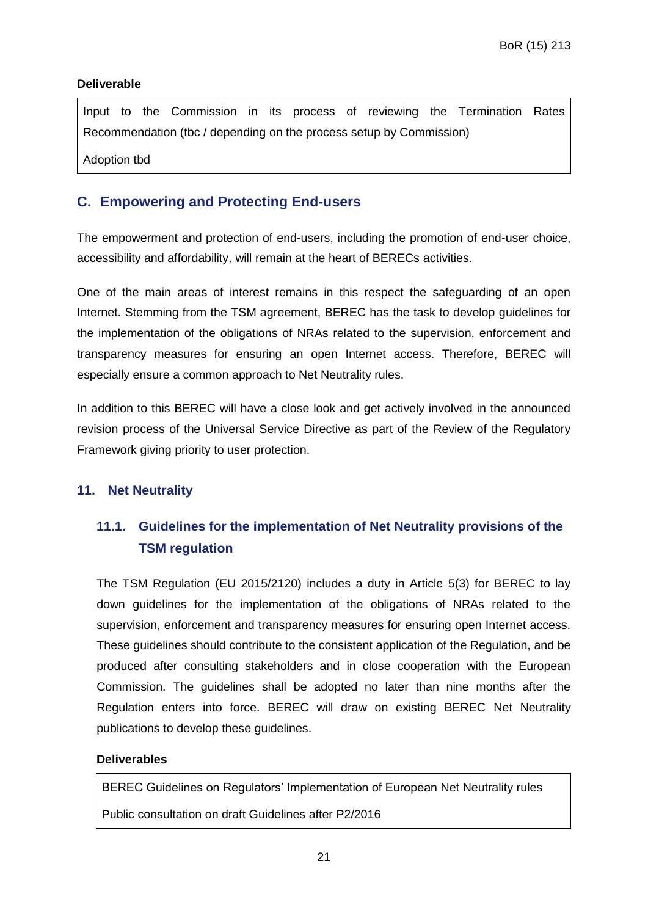**Deliverable**

| Input to the Commission in its process of reviewing the Termination Rates Recommendation (tbc / depending on the process setup by Commission) |
| --- |
| Adoption tbd |

## C. Empowering and Protecting End-users

The empowerment and protection of end-users, including the promotion of end-user choice, accessibility and affordability, will remain at the heart of BERECs activities.

One of the main areas of interest remains in this respect the safeguarding of an open Internet. Stemming from the TSM agreement, BEREC has the task to develop guidelines for the implementation of the obligations of NRAs related to the supervision, enforcement and transparency measures for ensuring an open Internet access. Therefore, BEREC will especially ensure a common approach to Net Neutrality rules.

In addition to this BEREC will have a close look and get actively involved in the announced revision process of the Universal Service Directive as part of the Review of the Regulatory Framework giving priority to user protection.

### 11. Net Neutrality

#### 11.1. Guidelines for the implementation of Net Neutrality provisions of the TSM regulation

The TSM Regulation (EU 2015/2120) includes a duty in Article 5(3) for BEREC to lay down guidelines for the implementation of the obligations of NRAs related to the supervision, enforcement and transparency measures for ensuring open Internet access. These guidelines should contribute to the consistent application of the Regulation, and be produced after consulting stakeholders and in close cooperation with the European Commission. The guidelines shall be adopted no later than nine months after the Regulation enters into force. BEREC will draw on existing BEREC Net Neutrality publications to develop these guidelines.

**Deliverables**

| BEREC Guidelines on Regulators' Implementation of European Net Neutrality rules |
| --- |
| Public consultation on draft Guidelines after P2/2016 |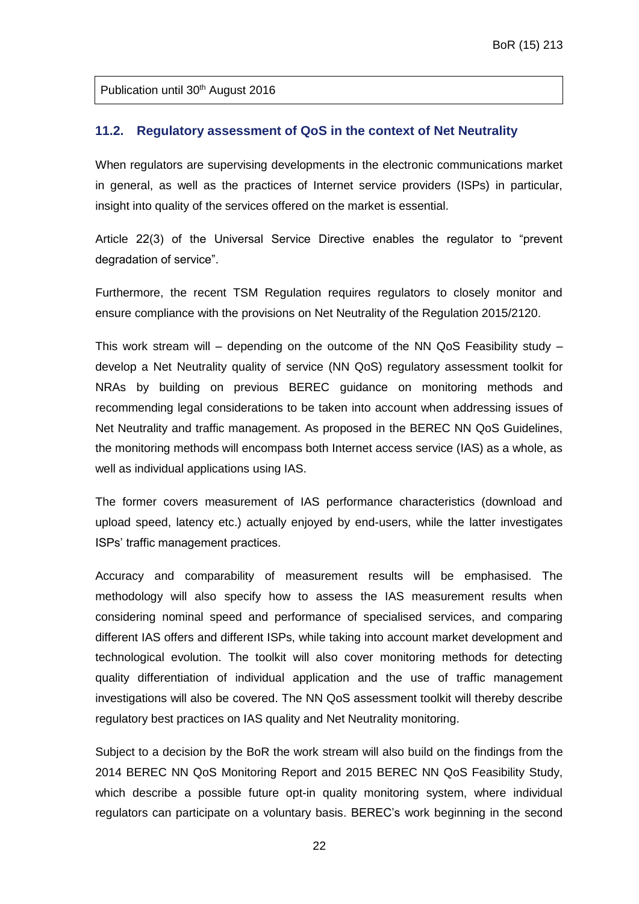Publication until 30th August 2016

## 11.2. Regulatory assessment of QoS in the context of Net Neutrality

When regulators are supervising developments in the electronic communications market in general, as well as the practices of Internet service providers (ISPs) in particular, insight into quality of the services offered on the market is essential.

Article 22(3) of the Universal Service Directive enables the regulator to "prevent degradation of service".

Furthermore, the recent TSM Regulation requires regulators to closely monitor and ensure compliance with the provisions on Net Neutrality of the Regulation 2015/2120.

This work stream will – depending on the outcome of the NN QoS Feasibility study – develop a Net Neutrality quality of service (NN QoS) regulatory assessment toolkit for NRAs by building on previous BEREC guidance on monitoring methods and recommending legal considerations to be taken into account when addressing issues of Net Neutrality and traffic management. As proposed in the BEREC NN QoS Guidelines, the monitoring methods will encompass both Internet access service (IAS) as a whole, as well as individual applications using IAS.

The former covers measurement of IAS performance characteristics (download and upload speed, latency etc.) actually enjoyed by end-users, while the latter investigates ISPs' traffic management practices.

Accuracy and comparability of measurement results will be emphasised. The methodology will also specify how to assess the IAS measurement results when considering nominal speed and performance of specialised services, and comparing different IAS offers and different ISPs, while taking into account market development and technological evolution. The toolkit will also cover monitoring methods for detecting quality differentiation of individual application and the use of traffic management investigations will also be covered. The NN QoS assessment toolkit will thereby describe regulatory best practices on IAS quality and Net Neutrality monitoring.

Subject to a decision by the BoR the work stream will also build on the findings from the 2014 BEREC NN QoS Monitoring Report and 2015 BEREC NN QoS Feasibility Study, which describe a possible future opt-in quality monitoring system, where individual regulators can participate on a voluntary basis. BEREC's work beginning in the second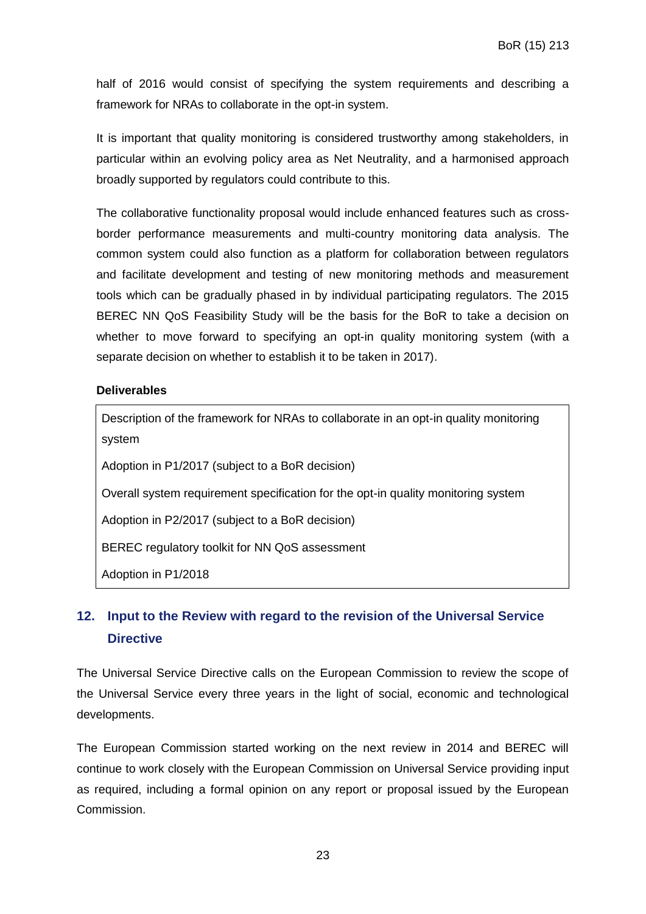half of 2016 would consist of specifying the system requirements and describing a framework for NRAs to collaborate in the opt-in system.

It is important that quality monitoring is considered trustworthy among stakeholders, in particular within an evolving policy area as Net Neutrality, and a harmonised approach broadly supported by regulators could contribute to this.

The collaborative functionality proposal would include enhanced features such as cross-border performance measurements and multi-country monitoring data analysis. The common system could also function as a platform for collaboration between regulators and facilitate development and testing of new monitoring methods and measurement tools which can be gradually phased in by individual participating regulators. The 2015 BEREC NN QoS Feasibility Study will be the basis for the BoR to take a decision on whether to move forward to specifying an opt-in quality monitoring system (with a separate decision on whether to establish it to be taken in 2017).

**Deliverables**

| Deliverables |
|---|
| Description of the framework for NRAs to collaborate in an opt-in quality monitoring system |
| Adoption in P1/2017 (subject to a BoR decision) |
| Overall system requirement specification for the opt-in quality monitoring system |
| Adoption in P2/2017 (subject to a BoR decision) |
| BEREC regulatory toolkit for NN QoS assessment |
| Adoption in P1/2018 |

## 12. Input to the Review with regard to the revision of the Universal Service Directive

The Universal Service Directive calls on the European Commission to review the scope of the Universal Service every three years in the light of social, economic and technological developments.

The European Commission started working on the next review in 2014 and BEREC will continue to work closely with the European Commission on Universal Service providing input as required, including a formal opinion on any report or proposal issued by the European Commission.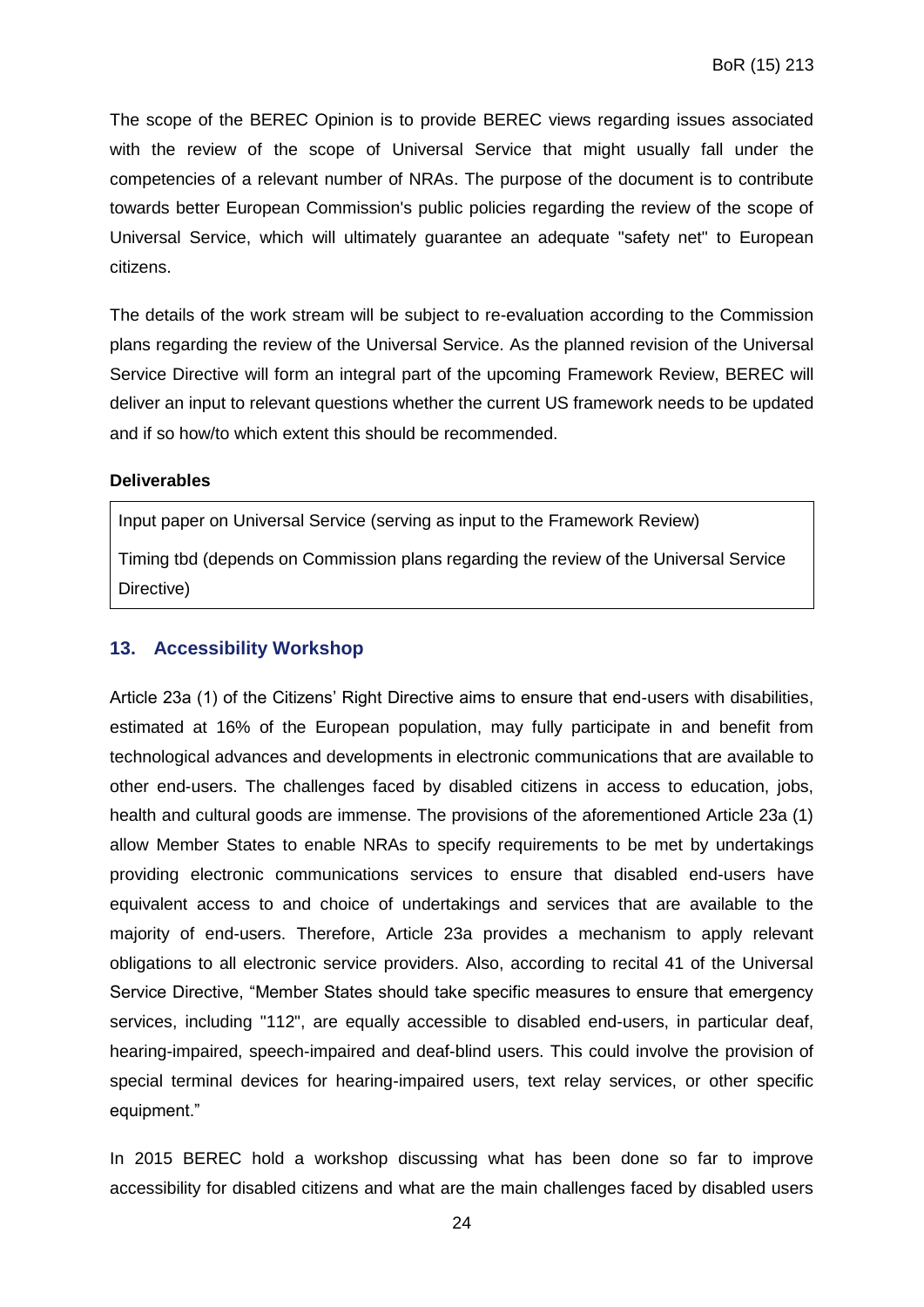The scope of the BEREC Opinion is to provide BEREC views regarding issues associated with the review of the scope of Universal Service that might usually fall under the competencies of a relevant number of NRAs. The purpose of the document is to contribute towards better European Commission's public policies regarding the review of the scope of Universal Service, which will ultimately guarantee an adequate "safety net" to European citizens.

The details of the work stream will be subject to re-evaluation according to the Commission plans regarding the review of the Universal Service. As the planned revision of the Universal Service Directive will form an integral part of the upcoming Framework Review, BEREC will deliver an input to relevant questions whether the current US framework needs to be updated and if so how/to which extent this should be recommended.

**Deliverables**

| Input paper on Universal Service (serving as input to the Framework Review) |
|---|
| Timing tbd (depends on Commission plans regarding the review of the Universal Service Directive) |

## 13. Accessibility Workshop

Article 23a (1) of the Citizens' Right Directive aims to ensure that end-users with disabilities, estimated at 16% of the European population, may fully participate in and benefit from technological advances and developments in electronic communications that are available to other end-users. The challenges faced by disabled citizens in access to education, jobs, health and cultural goods are immense. The provisions of the aforementioned Article 23a (1) allow Member States to enable NRAs to specify requirements to be met by undertakings providing electronic communications services to ensure that disabled end-users have equivalent access to and choice of undertakings and services that are available to the majority of end-users. Therefore, Article 23a provides a mechanism to apply relevant obligations to all electronic service providers. Also, according to recital 41 of the Universal Service Directive, "Member States should take specific measures to ensure that emergency services, including "112", are equally accessible to disabled end-users, in particular deaf, hearing-impaired, speech-impaired and deaf-blind users. This could involve the provision of special terminal devices for hearing-impaired users, text relay services, or other specific equipment."

In 2015 BEREC hold a workshop discussing what has been done so far to improve accessibility for disabled citizens and what are the main challenges faced by disabled users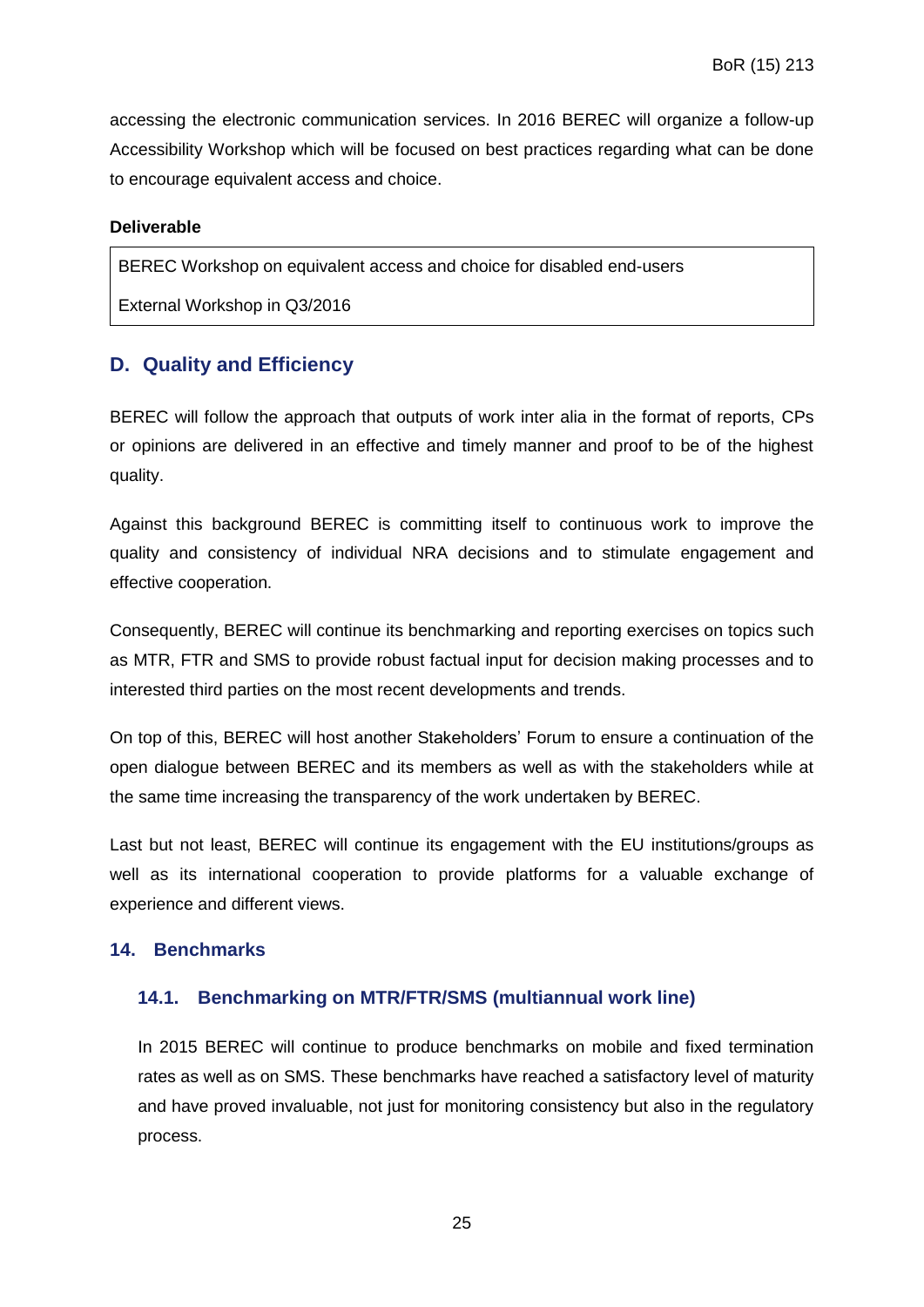accessing the electronic communication services. In 2016 BEREC will organize a follow-up Accessibility Workshop which will be focused on best practices regarding what can be done to encourage equivalent access and choice.

**Deliverable**

| BEREC Workshop on equivalent access and choice for disabled end-users |
|---|
| External Workshop in Q3/2016 |

## D. Quality and Efficiency

BEREC will follow the approach that outputs of work inter alia in the format of reports, CPs or opinions are delivered in an effective and timely manner and proof to be of the highest quality.

Against this background BEREC is committing itself to continuous work to improve the quality and consistency of individual NRA decisions and to stimulate engagement and effective cooperation.

Consequently, BEREC will continue its benchmarking and reporting exercises on topics such as MTR, FTR and SMS to provide robust factual input for decision making processes and to interested third parties on the most recent developments and trends.

On top of this, BEREC will host another Stakeholders' Forum to ensure a continuation of the open dialogue between BEREC and its members as well as with the stakeholders while at the same time increasing the transparency of the work undertaken by BEREC.

Last but not least, BEREC will continue its engagement with the EU institutions/groups as well as its international cooperation to provide platforms for a valuable exchange of experience and different views.

### 14. Benchmarks

#### 14.1. Benchmarking on MTR/FTR/SMS (multiannual work line)

In 2015 BEREC will continue to produce benchmarks on mobile and fixed termination rates as well as on SMS. These benchmarks have reached a satisfactory level of maturity and have proved invaluable, not just for monitoring consistency but also in the regulatory process.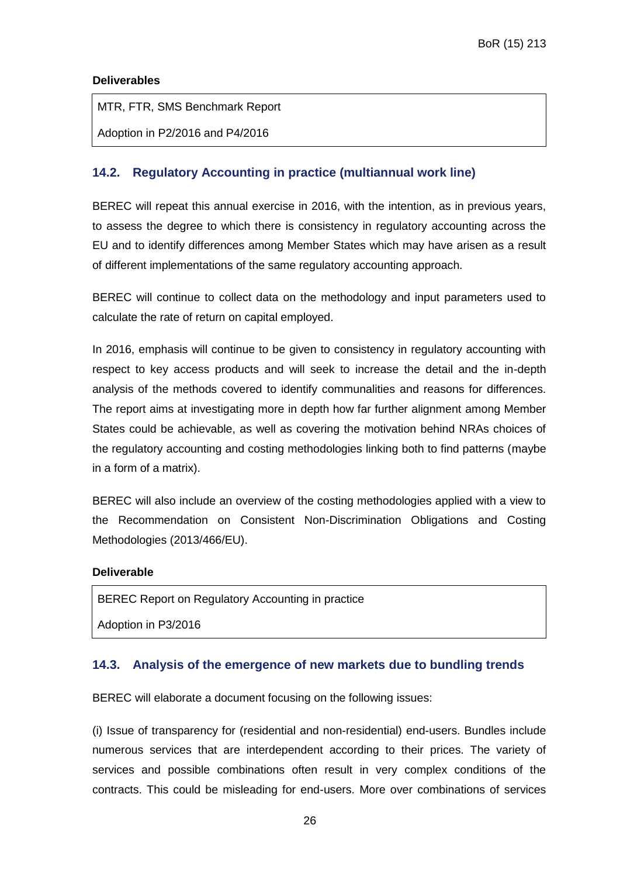**Deliverables**

| MTR, FTR, SMS Benchmark Report<br>Adoption in P2/2016 and P4/2016 |
|---|

## 14.2. Regulatory Accounting in practice (multiannual work line)

BEREC will repeat this annual exercise in 2016, with the intention, as in previous years, to assess the degree to which there is consistency in regulatory accounting across the EU and to identify differences among Member States which may have arisen as a result of different implementations of the same regulatory accounting approach.

BEREC will continue to collect data on the methodology and input parameters used to calculate the rate of return on capital employed.

In 2016, emphasis will continue to be given to consistency in regulatory accounting with respect to key access products and will seek to increase the detail and the in-depth analysis of the methods covered to identify communalities and reasons for differences. The report aims at investigating more in depth how far further alignment among Member States could be achievable, as well as covering the motivation behind NRAs choices of the regulatory accounting and costing methodologies linking both to find patterns (maybe in a form of a matrix).

BEREC will also include an overview of the costing methodologies applied with a view to the Recommendation on Consistent Non-Discrimination Obligations and Costing Methodologies (2013/466/EU).

**Deliverable**

| BEREC Report on Regulatory Accounting in practice<br>Adoption in P3/2016 |
|---|

## 14.3. Analysis of the emergence of new markets due to bundling trends

BEREC will elaborate a document focusing on the following issues:

(i) Issue of transparency for (residential and non-residential) end-users. Bundles include numerous services that are interdependent according to their prices. The variety of services and possible combinations often result in very complex conditions of the contracts. This could be misleading for end-users. More over combinations of services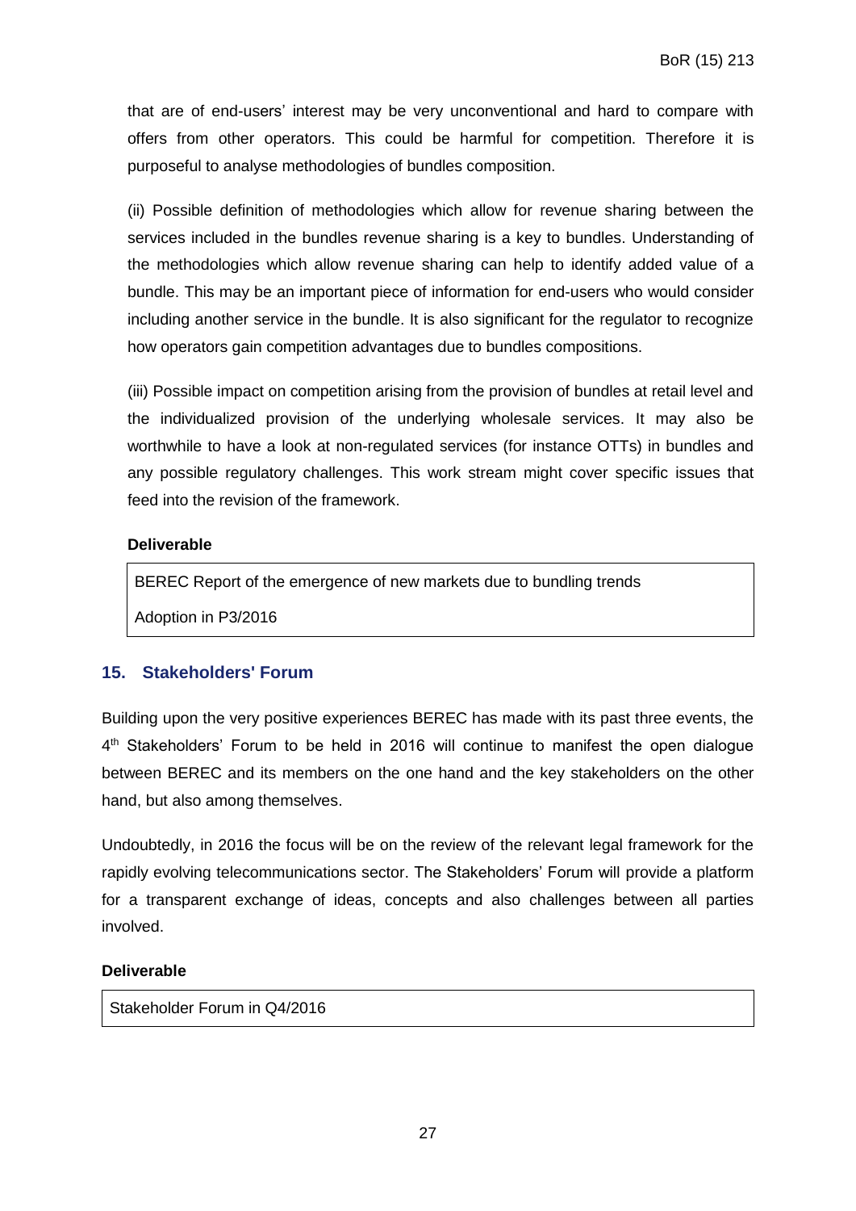that are of end-users' interest may be very unconventional and hard to compare with offers from other operators. This could be harmful for competition. Therefore it is purposeful to analyse methodologies of bundles composition.

(ii) Possible definition of methodologies which allow for revenue sharing between the services included in the bundles revenue sharing is a key to bundles. Understanding of the methodologies which allow revenue sharing can help to identify added value of a bundle. This may be an important piece of information for end-users who would consider including another service in the bundle. It is also significant for the regulator to recognize how operators gain competition advantages due to bundles compositions.

(iii) Possible impact on competition arising from the provision of bundles at retail level and the individualized provision of the underlying wholesale services. It may also be worthwhile to have a look at non-regulated services (for instance OTTs) in bundles and any possible regulatory challenges. This work stream might cover specific issues that feed into the revision of the framework.

**Deliverable**

| BEREC Report of the emergence of new markets due to bundling trends<br>Adoption in P3/2016 |
|---|

## 15. Stakeholders' Forum

Building upon the very positive experiences BEREC has made with its past three events, the 4th Stakeholders' Forum to be held in 2016 will continue to manifest the open dialogue between BEREC and its members on the one hand and the key stakeholders on the other hand, but also among themselves.

Undoubtedly, in 2016 the focus will be on the review of the relevant legal framework for the rapidly evolving telecommunications sector. The Stakeholders' Forum will provide a platform for a transparent exchange of ideas, concepts and also challenges between all parties involved.

**Deliverable**

| Stakeholder Forum in Q4/2016 |
|---|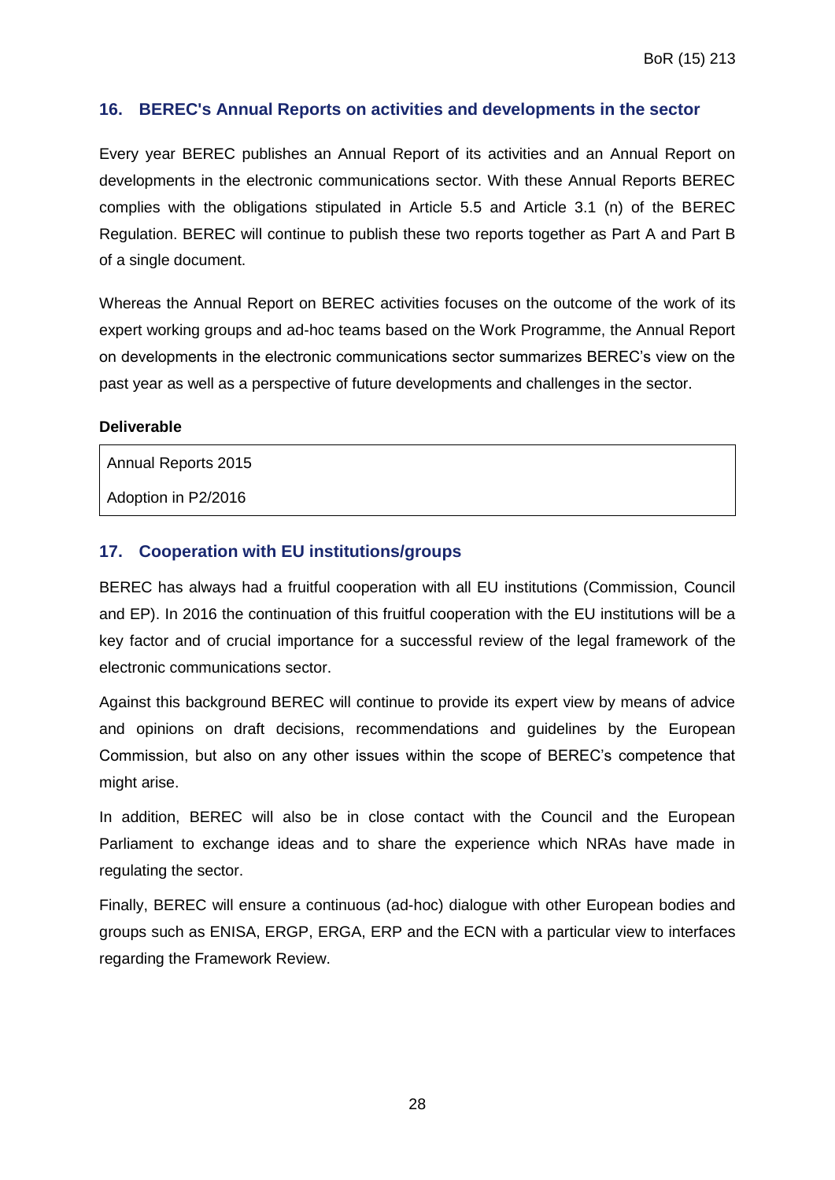## 16. BEREC's Annual Reports on activities and developments in the sector

Every year BEREC publishes an Annual Report of its activities and an Annual Report on developments in the electronic communications sector. With these Annual Reports BEREC complies with the obligations stipulated in Article 5.5 and Article 3.1 (n) of the BEREC Regulation. BEREC will continue to publish these two reports together as Part A and Part B of a single document.

Whereas the Annual Report on BEREC activities focuses on the outcome of the work of its expert working groups and ad-hoc teams based on the Work Programme, the Annual Report on developments in the electronic communications sector summarizes BEREC's view on the past year as well as a perspective of future developments and challenges in the sector.

**Deliverable**

| Annual Reports 2015 |
|---|
| Adoption in P2/2016 |

## 17. Cooperation with EU institutions/groups

BEREC has always had a fruitful cooperation with all EU institutions (Commission, Council and EP). In 2016 the continuation of this fruitful cooperation with the EU institutions will be a key factor and of crucial importance for a successful review of the legal framework of the electronic communications sector.

Against this background BEREC will continue to provide its expert view by means of advice and opinions on draft decisions, recommendations and guidelines by the European Commission, but also on any other issues within the scope of BEREC's competence that might arise.

In addition, BEREC will also be in close contact with the Council and the European Parliament to exchange ideas and to share the experience which NRAs have made in regulating the sector.

Finally, BEREC will ensure a continuous (ad-hoc) dialogue with other European bodies and groups such as ENISA, ERGP, ERGA, ERP and the ECN with a particular view to interfaces regarding the Framework Review.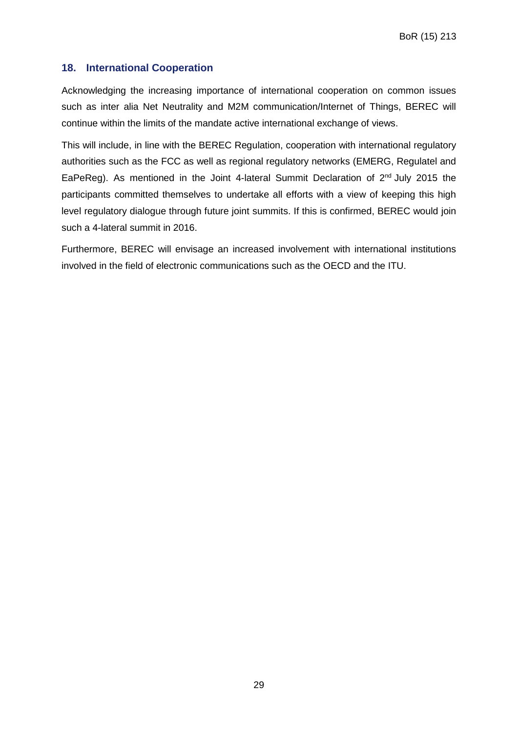## 18. International Cooperation

Acknowledging the increasing importance of international cooperation on common issues such as inter alia Net Neutrality and M2M communication/Internet of Things, BEREC will continue within the limits of the mandate active international exchange of views.

This will include, in line with the BEREC Regulation, cooperation with international regulatory authorities such as the FCC as well as regional regulatory networks (EMERG, Regulatel and EaPeReg). As mentioned in the Joint 4-lateral Summit Declaration of 2nd July 2015 the participants committed themselves to undertake all efforts with a view of keeping this high level regulatory dialogue through future joint summits. If this is confirmed, BEREC would join such a 4-lateral summit in 2016.

Furthermore, BEREC will envisage an increased involvement with international institutions involved in the field of electronic communications such as the OECD and the ITU.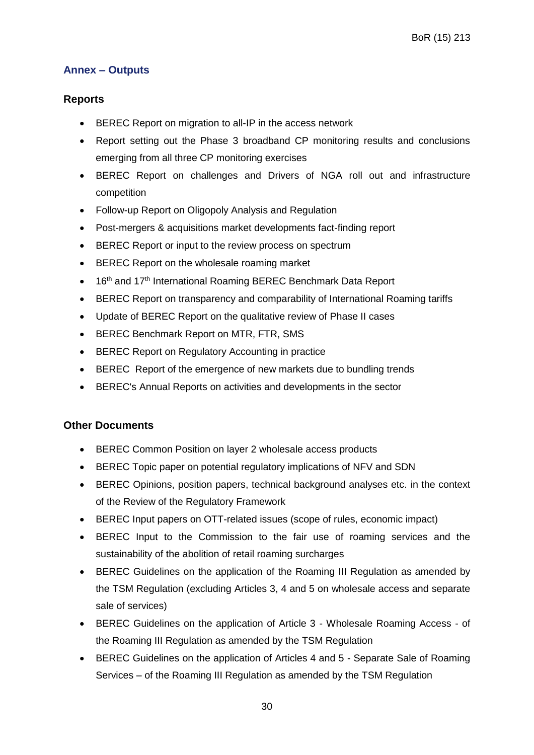## Annex – Outputs

### Reports

- BEREC Report on migration to all-IP in the access network
- Report setting out the Phase 3 broadband CP monitoring results and conclusions emerging from all three CP monitoring exercises
- BEREC Report on challenges and Drivers of NGA roll out and infrastructure competition
- Follow-up Report on Oligopoly Analysis and Regulation
- Post-mergers & acquisitions market developments fact-finding report
- BEREC Report or input to the review process on spectrum
- BEREC Report on the wholesale roaming market
- 16th and 17th International Roaming BEREC Benchmark Data Report
- BEREC Report on transparency and comparability of International Roaming tariffs
- Update of BEREC Report on the qualitative review of Phase II cases
- BEREC Benchmark Report on MTR, FTR, SMS
- BEREC Report on Regulatory Accounting in practice
- BEREC Report of the emergence of new markets due to bundling trends
- BEREC's Annual Reports on activities and developments in the sector

### Other Documents

- BEREC Common Position on layer 2 wholesale access products
- BEREC Topic paper on potential regulatory implications of NFV and SDN
- BEREC Opinions, position papers, technical background analyses etc. in the context of the Review of the Regulatory Framework
- BEREC Input papers on OTT-related issues (scope of rules, economic impact)
- BEREC Input to the Commission to the fair use of roaming services and the sustainability of the abolition of retail roaming surcharges
- BEREC Guidelines on the application of the Roaming III Regulation as amended by the TSM Regulation (excluding Articles 3, 4 and 5 on wholesale access and separate sale of services)
- BEREC Guidelines on the application of Article 3 - Wholesale Roaming Access - of the Roaming III Regulation as amended by the TSM Regulation
- BEREC Guidelines on the application of Articles 4 and 5 - Separate Sale of Roaming Services – of the Roaming III Regulation as amended by the TSM Regulation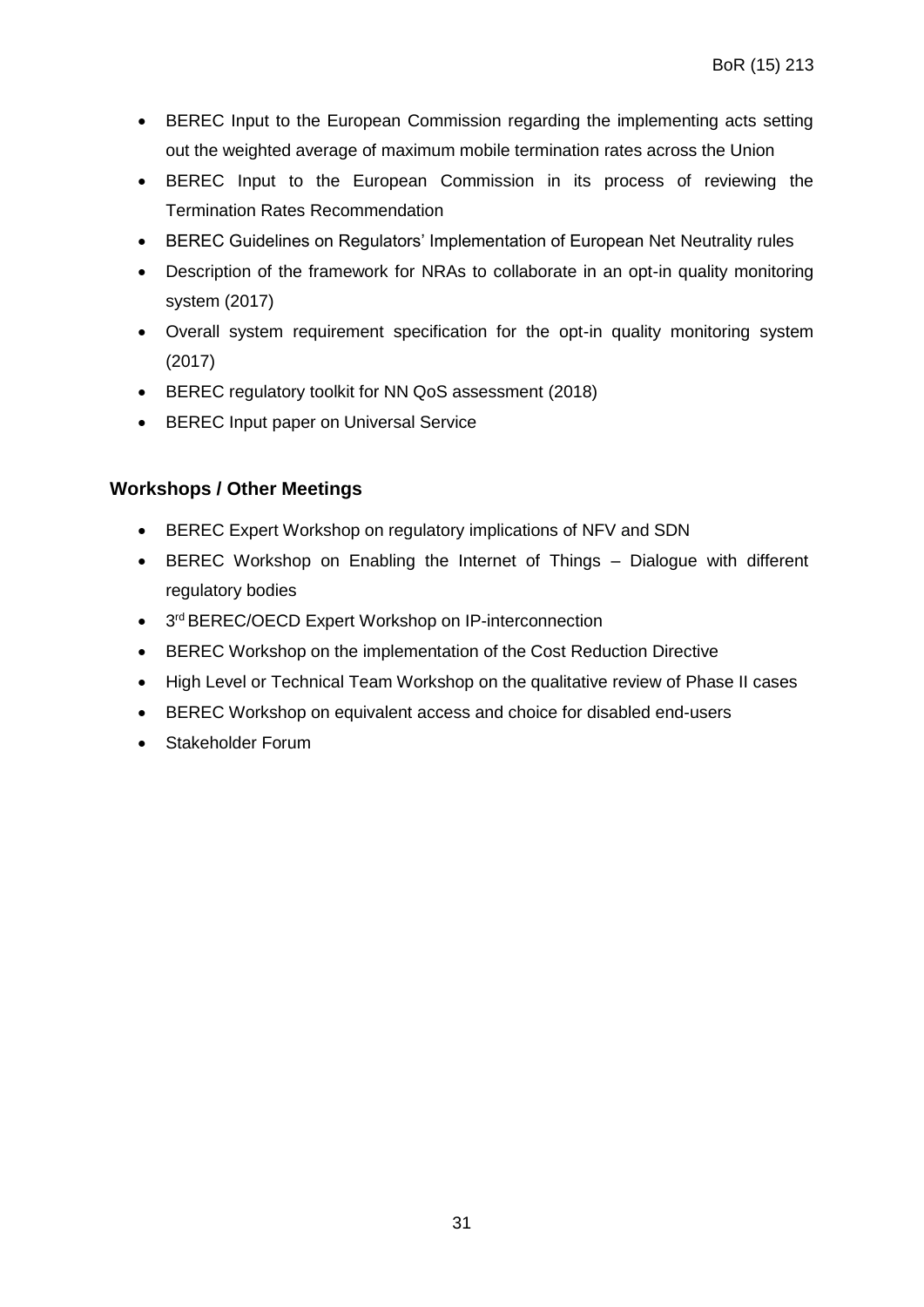- BEREC Input to the European Commission regarding the implementing acts setting out the weighted average of maximum mobile termination rates across the Union
- BEREC Input to the European Commission in its process of reviewing the Termination Rates Recommendation
- BEREC Guidelines on Regulators' Implementation of European Net Neutrality rules
- Description of the framework for NRAs to collaborate in an opt-in quality monitoring system (2017)
- Overall system requirement specification for the opt-in quality monitoring system (2017)
- BEREC regulatory toolkit for NN QoS assessment (2018)
- BEREC Input paper on Universal Service

### Workshops / Other Meetings

- BEREC Expert Workshop on regulatory implications of NFV and SDN
- BEREC Workshop on Enabling the Internet of Things – Dialogue with different regulatory bodies
- 3rd BEREC/OECD Expert Workshop on IP-interconnection
- BEREC Workshop on the implementation of the Cost Reduction Directive
- High Level or Technical Team Workshop on the qualitative review of Phase II cases
- BEREC Workshop on equivalent access and choice for disabled end-users
- Stakeholder Forum